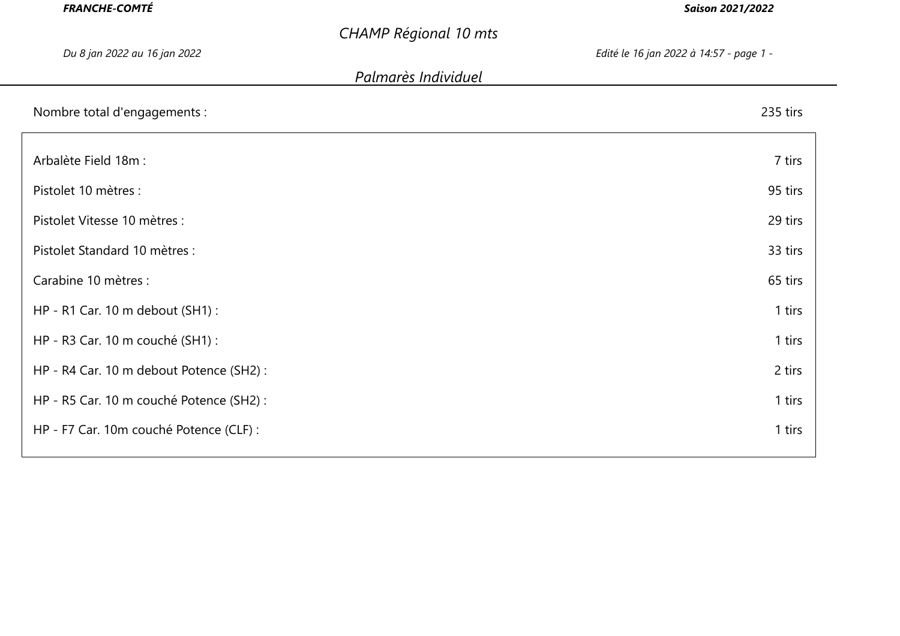**FRANCHE-COMTÉ** — **Saison 2021/2022**

# CHAMP Régional 10 mts

*Du 8 jan 2022 au 16 jan 2022*

## Palmarès Individuel

Nombre total d'engagements : 235 tirs

| | |
|---|---|
| Arbalète Field 18m : | 7 tirs |
| Pistolet 10 mètres : | 95 tirs |
| Pistolet Vitesse 10 mètres : | 29 tirs |
| Pistolet Standard 10 mètres : | 33 tirs |
| Carabine 10 mètres : | 65 tirs |
| HP - R1 Car. 10 m debout (SH1) : | 1 tirs |
| HP - R3 Car. 10 m couché (SH1) : | 1 tirs |
| HP - R4 Car. 10 m debout Potence (SH2) : | 2 tirs |
| HP - R5 Car. 10 m couché Potence (SH2) : | 1 tirs |
| HP - F7 Car. 10m couché Potence (CLF) : | 1 tirs |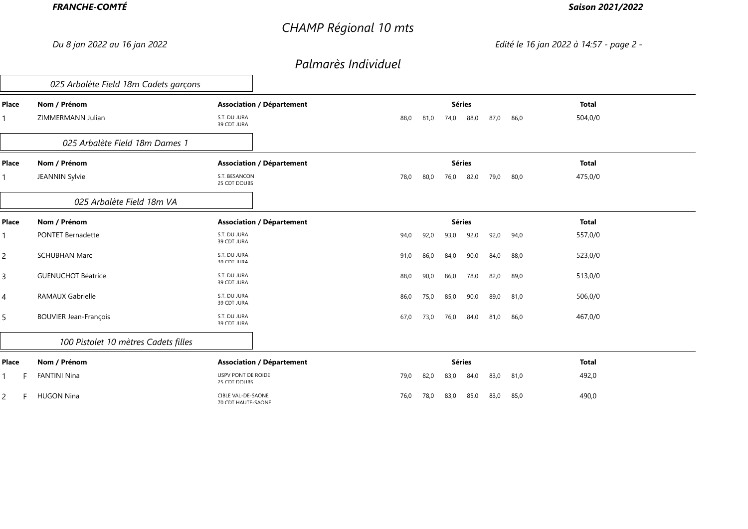# CHAMP Régional 10 mts

*Du 8 jan 2022 au 16 jan 2022*

## Palmarès Individuel

### 025 Arbalète Field 18m Cadets garçons

| Place | Nom / Prénom | Association / Département | Séries | | | | | | Total |
|---|---|---|---|---|---|---|---|---|---|
| 1 | ZIMMERMANN Julian | S.T. DU JURA<br>39 CDT JURA | 88,0 | 81,0 | 74,0 | 88,0 | 87,0 | 86,0 | 504,0/0 |

### 025 Arbalète Field 18m Dames 1

| Place | Nom / Prénom | Association / Département | Séries | | | | | | Total |
|---|---|---|---|---|---|---|---|---|---|
| 1 | JEANNIN Sylvie | S.T. BESANCON<br>25 CDT DOUBS | 78,0 | 80,0 | 76,0 | 82,0 | 79,0 | 80,0 | 475,0/0 |

### 025 Arbalète Field 18m VA

| Place | Nom / Prénom | Association / Département | Séries | | | | | | Total |
|---|---|---|---|---|---|---|---|---|---|
| 1 | PONTET Bernadette | S.T. DU JURA<br>39 CDT JURA | 94,0 | 92,0 | 93,0 | 92,0 | 92,0 | 94,0 | 557,0/0 |
| 2 | SCHUBHAN Marc | S.T. DU JURA<br>39 CDT JURA | 91,0 | 86,0 | 84,0 | 90,0 | 84,0 | 88,0 | 523,0/0 |
| 3 | GUENUCHOT Béatrice | S.T. DU JURA<br>39 CDT JURA | 88,0 | 90,0 | 86,0 | 78,0 | 82,0 | 89,0 | 513,0/0 |
| 4 | RAMAUX Gabrielle | S.T. DU JURA<br>39 CDT JURA | 86,0 | 75,0 | 85,0 | 90,0 | 89,0 | 81,0 | 506,0/0 |
| 5 | BOUVIER Jean-François | S.T. DU JURA<br>39 CDT JURA | 67,0 | 73,0 | 76,0 | 84,0 | 81,0 | 86,0 | 467,0/0 |

### 100 Pistolet 10 mètres Cadets filles

| Place | | Nom / Prénom | Association / Département | Séries | | | | | | Total |
|---|---|---|---|---|---|---|---|---|---|---|
| 1 | F | FANTINI Nina | USPV PONT DE ROIDE<br>25 CDT DOUBS | 79,0 | 82,0 | 83,0 | 84,0 | 83,0 | 81,0 | 492,0 |
| 2 | F | HUGON Nina | CIBLE VAL-DE-SAONE<br>70 CDT HAUTE-SAONE | 76,0 | 78,0 | 83,0 | 85,0 | 83,0 | 85,0 | 490,0 |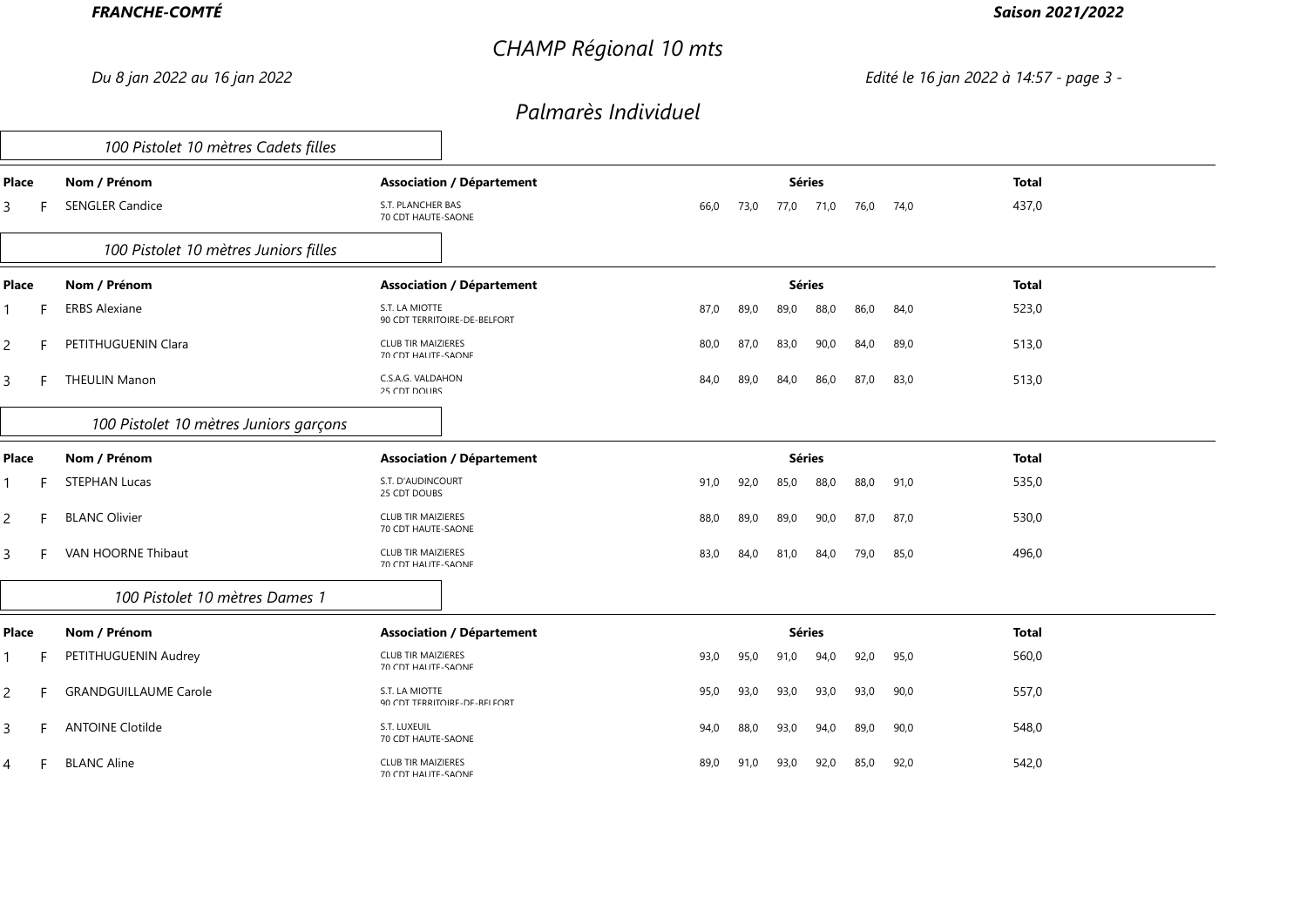# CHAMP Régional 10 mts

*Du 8 jan 2022 au 16 jan 2022*

## Palmarès Individuel

### 100 Pistolet 10 mètres Cadets filles

| Place | | Nom / Prénom | Association / Département | Séries | | | | | | Total |
|---|---|---|---|---|---|---|---|---|---|---|
| 3 | F | SENGLER Candice | S.T. PLANCHER BAS 70 CDT HAUTE-SAONE | 66,0 | 73,0 | 77,0 | 71,0 | 76,0 | 74,0 | 437,0 |

### 100 Pistolet 10 mètres Juniors filles

| Place | | Nom / Prénom | Association / Département | Séries | | | | | | Total |
|---|---|---|---|---|---|---|---|---|---|---|
| 1 | F | ERBS Alexiane | S.T. LA MIOTTE 90 CDT TERRITOIRE-DE-BELFORT | 87,0 | 89,0 | 89,0 | 88,0 | 86,0 | 84,0 | 523,0 |
| 2 | F | PETITHUGUENIN Clara | CLUB TIR MAIZIERES 70 CDT HAUTE-SAONE | 80,0 | 87,0 | 83,0 | 90,0 | 84,0 | 89,0 | 513,0 |
| 3 | F | THEULIN Manon | C.S.A.G. VALDAHON 25 CDT DOUBS | 84,0 | 89,0 | 84,0 | 86,0 | 87,0 | 83,0 | 513,0 |

### 100 Pistolet 10 mètres Juniors garçons

| Place | | Nom / Prénom | Association / Département | Séries | | | | | | Total |
|---|---|---|---|---|---|---|---|---|---|---|
| 1 | F | STEPHAN Lucas | S.T. D'AUDINCOURT 25 CDT DOUBS | 91,0 | 92,0 | 85,0 | 88,0 | 88,0 | 91,0 | 535,0 |
| 2 | F | BLANC Olivier | CLUB TIR MAIZIERES 70 CDT HAUTE-SAONE | 88,0 | 89,0 | 89,0 | 90,0 | 87,0 | 87,0 | 530,0 |
| 3 | F | VAN HOORNE Thibaut | CLUB TIR MAIZIERES 70 CDT HAUTE-SAONE | 83,0 | 84,0 | 81,0 | 84,0 | 79,0 | 85,0 | 496,0 |

### 100 Pistolet 10 mètres Dames 1

| Place | | Nom / Prénom | Association / Département | Séries | | | | | | Total |
|---|---|---|---|---|---|---|---|---|---|---|
| 1 | F | PETITHUGUENIN Audrey | CLUB TIR MAIZIERES 70 CDT HAUTE-SAONE | 93,0 | 95,0 | 91,0 | 94,0 | 92,0 | 95,0 | 560,0 |
| 2 | F | GRANDGUILLAUME Carole | S.T. LA MIOTTE 90 CDT TERRITOIRE-DE-BELFORT | 95,0 | 93,0 | 93,0 | 93,0 | 93,0 | 90,0 | 557,0 |
| 3 | F | ANTOINE Clotilde | S.T. LUXEUIL 70 CDT HAUTE-SAONE | 94,0 | 88,0 | 93,0 | 94,0 | 89,0 | 90,0 | 548,0 |
| 4 | F | BLANC Aline | CLUB TIR MAIZIERES 70 CDT HAUTE-SAONE | 89,0 | 91,0 | 93,0 | 92,0 | 85,0 | 92,0 | 542,0 |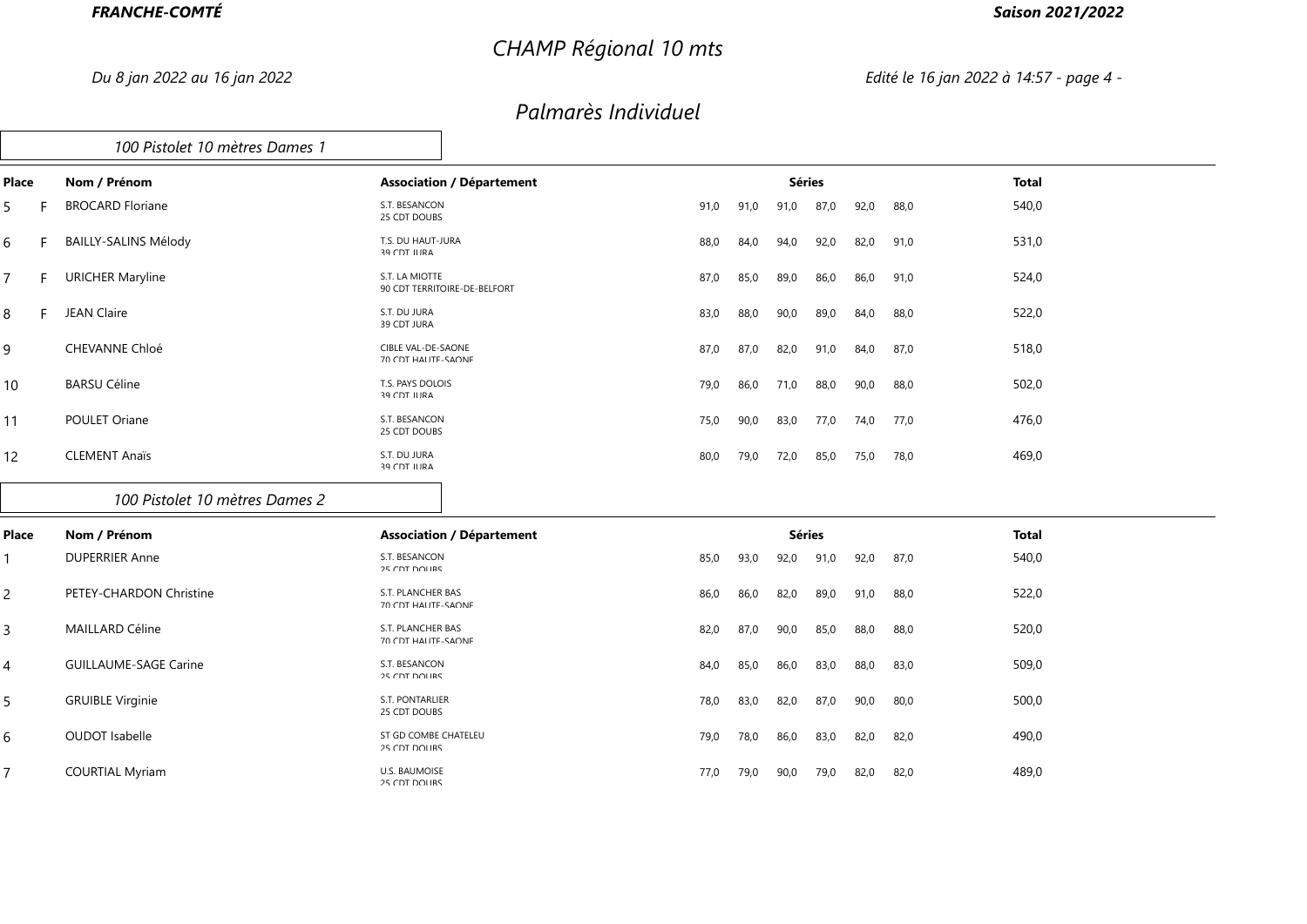# CHAMP Régional 10 mts

*Du 8 jan 2022 au 16 jan 2022*

## Palmarès Individuel

### 100 Pistolet 10 mètres Dames 1

| Place | | Nom / Prénom | Association / Département | Séries | | | | | | Total |
|---|---|---|---|---|---|---|---|---|---|---|
| 5 | F | BROCARD Floriane | S.T. BESANCON<br>25 CDT DOUBS | 91,0 | 91,0 | 91,0 | 87,0 | 92,0 | 88,0 | 540,0 |
| 6 | F | BAILLY-SALINS Mélody | T.S. DU HAUT-JURA<br>39 CDT JURA | 88,0 | 84,0 | 94,0 | 92,0 | 82,0 | 91,0 | 531,0 |
| 7 | F | URICHER Maryline | S.T. LA MIOTTE<br>90 CDT TERRITOIRE-DE-BELFORT | 87,0 | 85,0 | 89,0 | 86,0 | 86,0 | 91,0 | 524,0 |
| 8 | F | JEAN Claire | S.T. DU JURA<br>39 CDT JURA | 83,0 | 88,0 | 90,0 | 89,0 | 84,0 | 88,0 | 522,0 |
| 9 | | CHEVANNE Chloé | CIBLE VAL-DE-SAONE<br>70 CDT HAUTE-SAONE | 87,0 | 87,0 | 82,0 | 91,0 | 84,0 | 87,0 | 518,0 |
| 10 | | BARSU Céline | T.S. PAYS DOLOIS<br>39 CDT JURA | 79,0 | 86,0 | 71,0 | 88,0 | 90,0 | 88,0 | 502,0 |
| 11 | | POULET Oriane | S.T. BESANCON<br>25 CDT DOUBS | 75,0 | 90,0 | 83,0 | 77,0 | 74,0 | 77,0 | 476,0 |
| 12 | | CLEMENT Anaïs | S.T. DU JURA<br>39 CDT JURA | 80,0 | 79,0 | 72,0 | 85,0 | 75,0 | 78,0 | 469,0 |

### 100 Pistolet 10 mètres Dames 2

| Place | Nom / Prénom | Association / Département | Séries | | | | | | Total |
|---|---|---|---|---|---|---|---|---|---|
| 1 | DUPERRIER Anne | S.T. BESANCON<br>25 CDT DOUBS | 85,0 | 93,0 | 92,0 | 91,0 | 92,0 | 87,0 | 540,0 |
| 2 | PETEY-CHARDON Christine | S.T. PLANCHER BAS<br>70 CDT HAUTE-SAONE | 86,0 | 86,0 | 82,0 | 89,0 | 91,0 | 88,0 | 522,0 |
| 3 | MAILLARD Céline | S.T. PLANCHER BAS<br>70 CDT HAUTE-SAONE | 82,0 | 87,0 | 90,0 | 85,0 | 88,0 | 88,0 | 520,0 |
| 4 | GUILLAUME-SAGE Carine | S.T. BESANCON<br>25 CDT DOUBS | 84,0 | 85,0 | 86,0 | 83,0 | 88,0 | 83,0 | 509,0 |
| 5 | GRUIBLE Virginie | S.T. PONTARLIER<br>25 CDT DOUBS | 78,0 | 83,0 | 82,0 | 87,0 | 90,0 | 80,0 | 500,0 |
| 6 | OUDOT Isabelle | ST GD COMBE CHATELEU<br>25 CDT DOUBS | 79,0 | 78,0 | 86,0 | 83,0 | 82,0 | 82,0 | 490,0 |
| 7 | COURTIAL Myriam | U.S. BAUMOISE<br>25 CDT DOUBS | 77,0 | 79,0 | 90,0 | 79,0 | 82,0 | 82,0 | 489,0 |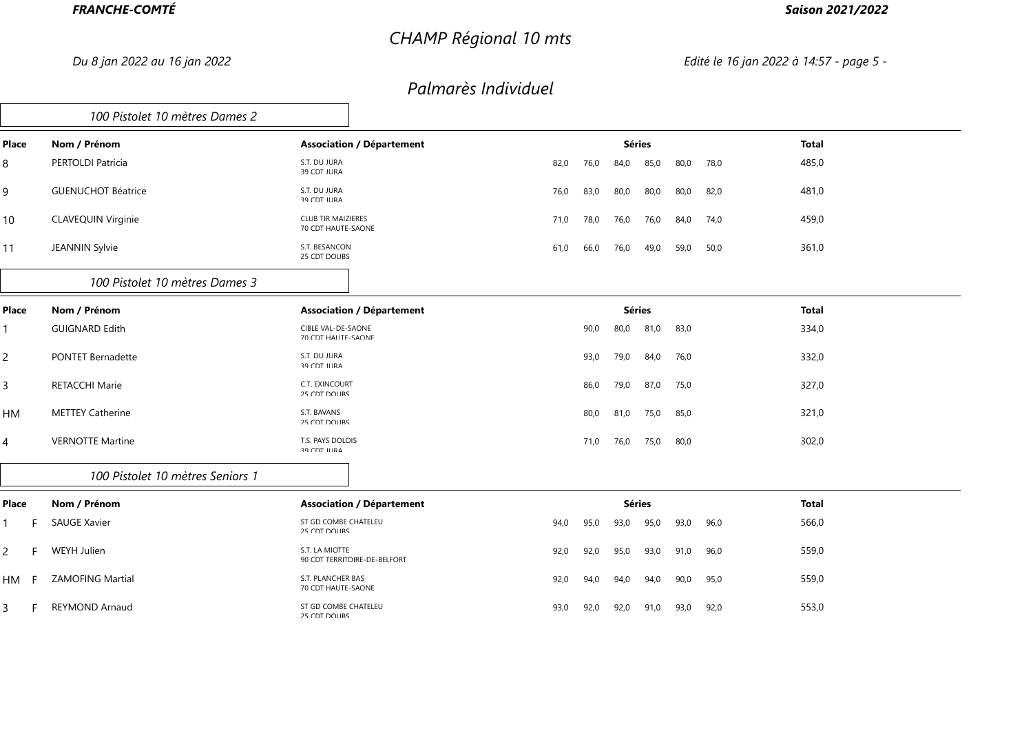# CHAMP Régional 10 mts

*Du 8 jan 2022 au 16 jan 2022*

## Palmarès Individuel

### 100 Pistolet 10 mètres Dames 2

| Place | Nom / Prénom | Association / Département | Séries | | | | | | Total |
|---|---|---|---|---|---|---|---|---|---|
| 8 | PERTOLDI Patricia | S.T. DU JURA<br>39 CDT JURA | 82,0 | 76,0 | 84,0 | 85,0 | 80,0 | 78,0 | 485,0 |
| 9 | GUENUCHOT Béatrice | S.T. DU JURA<br>39 CDT JURA | 76,0 | 83,0 | 80,0 | 80,0 | 80,0 | 82,0 | 481,0 |
| 10 | CLAVEQUIN Virginie | CLUB TIR MAIZIERES<br>70 CDT HAUTE-SAONE | 71,0 | 78,0 | 76,0 | 76,0 | 84,0 | 74,0 | 459,0 |
| 11 | JEANNIN Sylvie | S.T. BESANCON<br>25 CDT DOUBS | 61,0 | 66,0 | 76,0 | 49,0 | 59,0 | 50,0 | 361,0 |

### 100 Pistolet 10 mètres Dames 3

| Place | Nom / Prénom | Association / Département | Séries | | | | Total |
|---|---|---|---|---|---|---|---|
| 1 | GUIGNARD Edith | CIBLE VAL-DE-SAONE<br>70 CDT HAUTE-SAONE | 90,0 | 80,0 | 81,0 | 83,0 | 334,0 |
| 2 | PONTET Bernadette | S.T. DU JURA<br>39 CDT JURA | 93,0 | 79,0 | 84,0 | 76,0 | 332,0 |
| 3 | RETACCHI Marie | C.T. EXINCOURT<br>25 CDT DOUBS | 86,0 | 79,0 | 87,0 | 75,0 | 327,0 |
| HM | METTEY Catherine | S.T. BAVANS<br>25 CDT DOUBS | 80,0 | 81,0 | 75,0 | 85,0 | 321,0 |
| 4 | VERNOTTE Martine | T.S. PAYS DOLOIS<br>39 CDT JURA | 71,0 | 76,0 | 75,0 | 80,0 | 302,0 |

### 100 Pistolet 10 mètres Seniors 1

| Place | | Nom / Prénom | Association / Département | Séries | | | | | | Total |
|---|---|---|---|---|---|---|---|---|---|---|
| 1 | F | SAUGE Xavier | ST GD COMBE CHATELEU<br>25 CDT DOUBS | 94,0 | 95,0 | 93,0 | 95,0 | 93,0 | 96,0 | 566,0 |
| 2 | F | WEYH Julien | S.T. LA MIOTTE<br>90 CDT TERRITOIRE-DE-BELFORT | 92,0 | 92,0 | 95,0 | 93,0 | 91,0 | 96,0 | 559,0 |
| HM | F | ZAMOFING Martial | S.T. PLANCHER BAS<br>70 CDT HAUTE-SAONE | 92,0 | 94,0 | 94,0 | 94,0 | 90,0 | 95,0 | 559,0 |
| 3 | F | REYMOND Arnaud | ST GD COMBE CHATELEU<br>25 CDT DOUBS | 93,0 | 92,0 | 92,0 | 91,0 | 93,0 | 92,0 | 553,0 |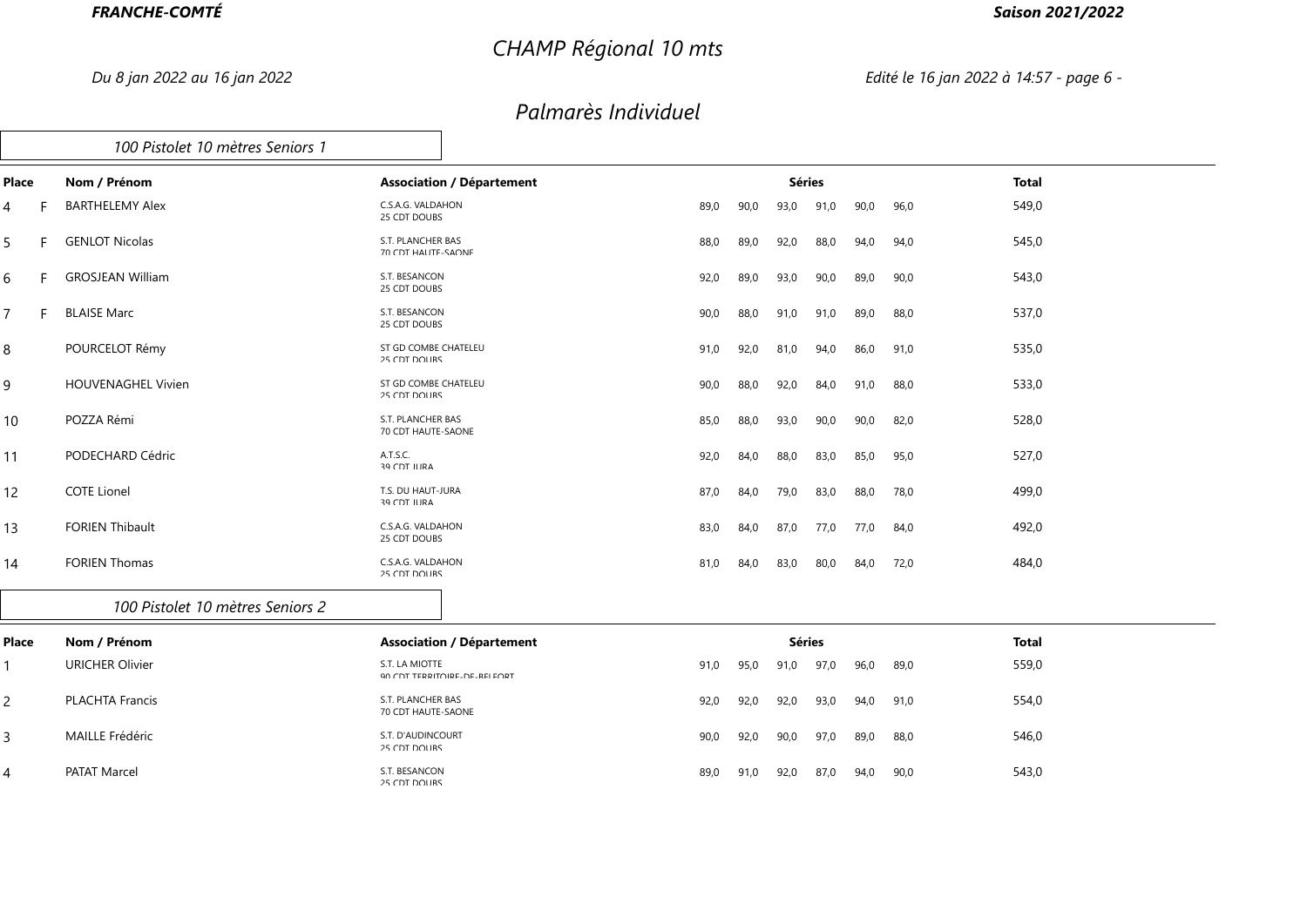**FRANCHE-COMTÉ** **Saison 2021/2022**

# CHAMP Régional 10 mts

*Du 8 jan 2022 au 16 jan 2022*

## Palmarès Individuel

### 100 Pistolet 10 mètres Seniors 1

| Place | | Nom / Prénom | Association / Département | Séries | | | | | | Total |
|---|---|---|---|---|---|---|---|---|---|---|
| 4 | F | BARTHELEMY Alex | C.S.A.G. VALDAHON<br>25 CDT DOUBS | 89,0 | 90,0 | 93,0 | 91,0 | 90,0 | 96,0 | 549,0 |
| 5 | F | GENLOT Nicolas | S.T. PLANCHER BAS<br>70 CDT HAUTE-SAONE | 88,0 | 89,0 | 92,0 | 88,0 | 94,0 | 94,0 | 545,0 |
| 6 | F | GROSJEAN William | S.T. BESANCON<br>25 CDT DOUBS | 92,0 | 89,0 | 93,0 | 90,0 | 89,0 | 90,0 | 543,0 |
| 7 | F | BLAISE Marc | S.T. BESANCON<br>25 CDT DOUBS | 90,0 | 88,0 | 91,0 | 91,0 | 89,0 | 88,0 | 537,0 |
| 8 | | POURCELOT Rémy | ST GD COMBE CHATELEU<br>25 CDT DOUBS | 91,0 | 92,0 | 81,0 | 94,0 | 86,0 | 91,0 | 535,0 |
| 9 | | HOUVENAGHEL Vivien | ST GD COMBE CHATELEU<br>25 CDT DOUBS | 90,0 | 88,0 | 92,0 | 84,0 | 91,0 | 88,0 | 533,0 |
| 10 | | POZZA Rémi | S.T. PLANCHER BAS<br>70 CDT HAUTE-SAONE | 85,0 | 88,0 | 93,0 | 90,0 | 90,0 | 82,0 | 528,0 |
| 11 | | PODECHARD Cédric | A.T.S.C.<br>39 CDT JURA | 92,0 | 84,0 | 88,0 | 83,0 | 85,0 | 95,0 | 527,0 |
| 12 | | COTE Lionel | T.S. DU HAUT-JURA<br>39 CDT JURA | 87,0 | 84,0 | 79,0 | 83,0 | 88,0 | 78,0 | 499,0 |
| 13 | | FORIEN Thibault | C.S.A.G. VALDAHON<br>25 CDT DOUBS | 83,0 | 84,0 | 87,0 | 77,0 | 77,0 | 84,0 | 492,0 |
| 14 | | FORIEN Thomas | C.S.A.G. VALDAHON<br>25 CDT DOUBS | 81,0 | 84,0 | 83,0 | 80,0 | 84,0 | 72,0 | 484,0 |

### 100 Pistolet 10 mètres Seniors 2

| Place | | Nom / Prénom | Association / Département | Séries | | | | | | Total |
|---|---|---|---|---|---|---|---|---|---|---|
| 1 | | URICHER Olivier | S.T. LA MIOTTE<br>90 CDT TERRITOIRE-DE-BELFORT | 91,0 | 95,0 | 91,0 | 97,0 | 96,0 | 89,0 | 559,0 |
| 2 | | PLACHTA Francis | S.T. PLANCHER BAS<br>70 CDT HAUTE-SAONE | 92,0 | 92,0 | 92,0 | 93,0 | 94,0 | 91,0 | 554,0 |
| 3 | | MAILLE Frédéric | S.T. D'AUDINCOURT<br>25 CDT DOUBS | 90,0 | 92,0 | 90,0 | 97,0 | 89,0 | 88,0 | 546,0 |
| 4 | | PATAT Marcel | S.T. BESANCON<br>25 CDT DOUBS | 89,0 | 91,0 | 92,0 | 87,0 | 94,0 | 90,0 | 543,0 |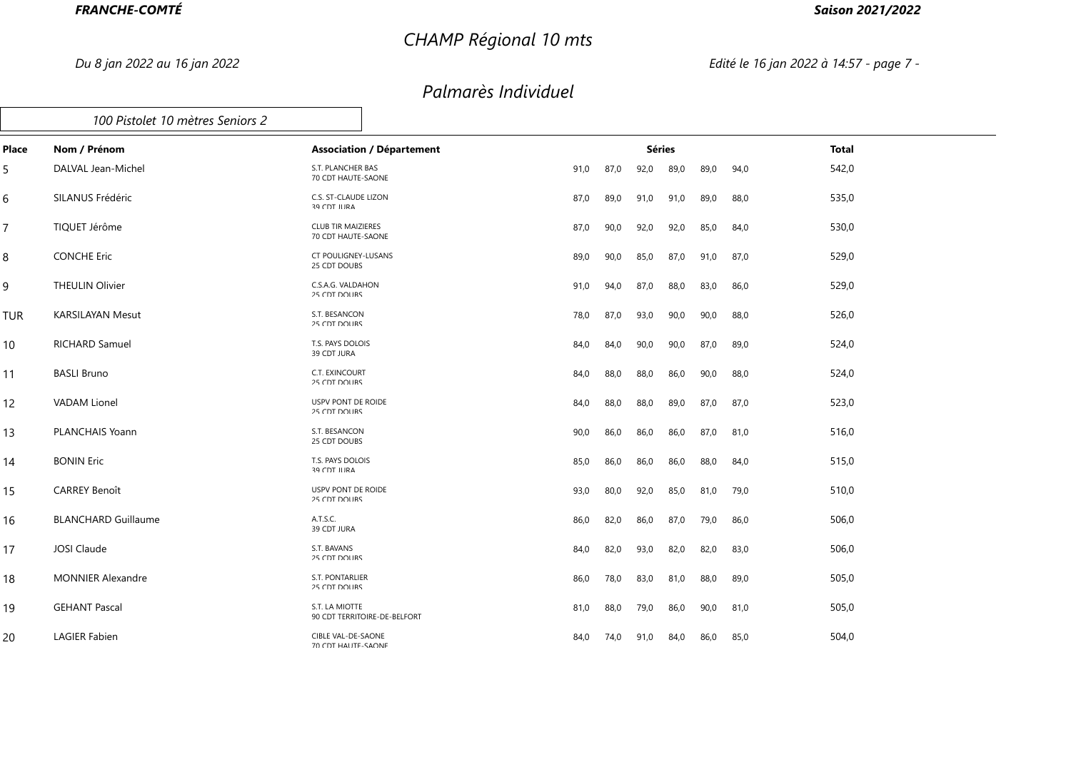## CHAMP Régional 10 mts

*Du 8 jan 2022 au 16 jan 2022*

## Palmarès Individuel

### 100 Pistolet 10 mètres Seniors 2

| Place | Nom / Prénom | Association / Département | Séries | | | | | | Total |
|---|---|---|---|---|---|---|---|---|---|
| 5 | DALVAL Jean-Michel | S.T. PLANCHER BAS<br>70 CDT HAUTE-SAONE | 91,0 | 87,0 | 92,0 | 89,0 | 89,0 | 94,0 | 542,0 |
| 6 | SILANUS Frédéric | C.S. ST-CLAUDE LIZON<br>39 CDT JURA | 87,0 | 89,0 | 91,0 | 91,0 | 89,0 | 88,0 | 535,0 |
| 7 | TIQUET Jérôme | CLUB TIR MAIZIERES<br>70 CDT HAUTE-SAONE | 87,0 | 90,0 | 92,0 | 92,0 | 85,0 | 84,0 | 530,0 |
| 8 | CONCHE Eric | CT POULIGNEY-LUSANS<br>25 CDT DOUBS | 89,0 | 90,0 | 85,0 | 87,0 | 91,0 | 87,0 | 529,0 |
| 9 | THEULIN Olivier | C.S.A.G. VALDAHON<br>25 CDT DOUBS | 91,0 | 94,0 | 87,0 | 88,0 | 83,0 | 86,0 | 529,0 |
| TUR | KARSILAYAN Mesut | S.T. BESANCON<br>25 CDT DOUBS | 78,0 | 87,0 | 93,0 | 90,0 | 90,0 | 88,0 | 526,0 |
| 10 | RICHARD Samuel | T.S. PAYS DOLOIS<br>39 CDT JURA | 84,0 | 84,0 | 90,0 | 90,0 | 87,0 | 89,0 | 524,0 |
| 11 | BASLI Bruno | C.T. EXINCOURT<br>25 CDT DOUBS | 84,0 | 88,0 | 88,0 | 86,0 | 90,0 | 88,0 | 524,0 |
| 12 | VADAM Lionel | USPV PONT DE ROIDE<br>25 CDT DOUBS | 84,0 | 88,0 | 88,0 | 89,0 | 87,0 | 87,0 | 523,0 |
| 13 | PLANCHAIS Yoann | S.T. BESANCON<br>25 CDT DOUBS | 90,0 | 86,0 | 86,0 | 86,0 | 87,0 | 81,0 | 516,0 |
| 14 | BONIN Eric | T.S. PAYS DOLOIS<br>39 CDT JURA | 85,0 | 86,0 | 86,0 | 86,0 | 88,0 | 84,0 | 515,0 |
| 15 | CARREY Benoît | USPV PONT DE ROIDE<br>25 CDT DOUBS | 93,0 | 80,0 | 92,0 | 85,0 | 81,0 | 79,0 | 510,0 |
| 16 | BLANCHARD Guillaume | A.T.S.C.<br>39 CDT JURA | 86,0 | 82,0 | 86,0 | 87,0 | 79,0 | 86,0 | 506,0 |
| 17 | JOSI Claude | S.T. BAVANS<br>25 CDT DOUBS | 84,0 | 82,0 | 93,0 | 82,0 | 82,0 | 83,0 | 506,0 |
| 18 | MONNIER Alexandre | S.T. PONTARLIER<br>25 CDT DOUBS | 86,0 | 78,0 | 83,0 | 81,0 | 88,0 | 89,0 | 505,0 |
| 19 | GEHANT Pascal | S.T. LA MIOTTE<br>90 CDT TERRITOIRE-DE-BELFORT | 81,0 | 88,0 | 79,0 | 86,0 | 90,0 | 81,0 | 505,0 |
| 20 | LAGIER Fabien | CIBLE VAL-DE-SAONE<br>70 CDT HAUTE-SAONE | 84,0 | 74,0 | 91,0 | 84,0 | 86,0 | 85,0 | 504,0 |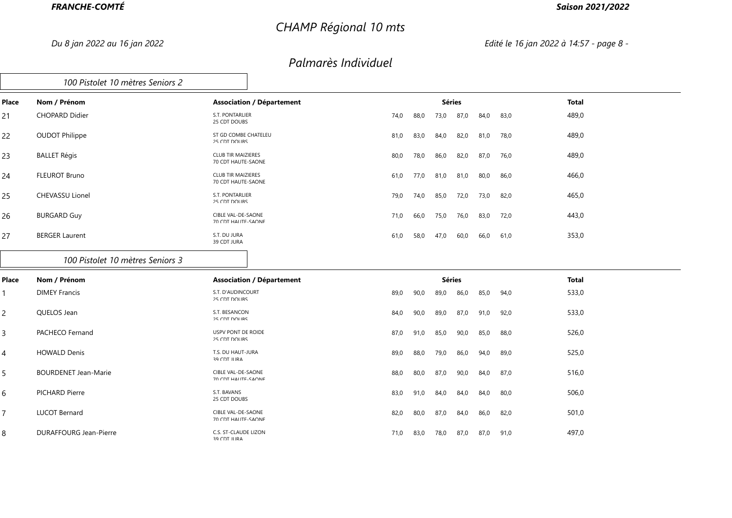**FRANCHE-COMTÉ** **Saison 2021/2022**

# CHAMP Régional 10 mts

*Du 8 jan 2022 au 16 jan 2022*

## Palmarès Individuel

### 100 Pistolet 10 mètres Seniors 2

| Place | Nom / Prénom | Association / Département | Séries | | | | | | Total |
|---|---|---|---|---|---|---|---|---|---|
| 21 | CHOPARD Didier | S.T. PONTARLIER<br>25 CDT DOUBS | 74,0 | 88,0 | 73,0 | 87,0 | 84,0 | 83,0 | 489,0 |
| 22 | OUDOT Philippe | ST GD COMBE CHATELEU<br>25 CDT DOUBS | 81,0 | 83,0 | 84,0 | 82,0 | 81,0 | 78,0 | 489,0 |
| 23 | BALLET Régis | CLUB TIR MAIZIERES<br>70 CDT HAUTE-SAONE | 80,0 | 78,0 | 86,0 | 82,0 | 87,0 | 76,0 | 489,0 |
| 24 | FLEUROT Bruno | CLUB TIR MAIZIERES<br>70 CDT HAUTE-SAONE | 61,0 | 77,0 | 81,0 | 81,0 | 80,0 | 86,0 | 466,0 |
| 25 | CHEVASSU Lionel | S.T. PONTARLIER<br>25 CDT DOUBS | 79,0 | 74,0 | 85,0 | 72,0 | 73,0 | 82,0 | 465,0 |
| 26 | BURGARD Guy | CIBLE VAL-DE-SAONE<br>70 CDT HAUTE-SAONE | 71,0 | 66,0 | 75,0 | 76,0 | 83,0 | 72,0 | 443,0 |
| 27 | BERGER Laurent | S.T. DU JURA<br>39 CDT JURA | 61,0 | 58,0 | 47,0 | 60,0 | 66,0 | 61,0 | 353,0 |

### 100 Pistolet 10 mètres Seniors 3

| Place | Nom / Prénom | Association / Département | Séries | | | | | | Total |
|---|---|---|---|---|---|---|---|---|---|
| 1 | DIMEY Francis | S.T. D'AUDINCOURT<br>25 CDT DOUBS | 89,0 | 90,0 | 89,0 | 86,0 | 85,0 | 94,0 | 533,0 |
| 2 | QUELOS Jean | S.T. BESANCON<br>25 CDT DOUBS | 84,0 | 90,0 | 89,0 | 87,0 | 91,0 | 92,0 | 533,0 |
| 3 | PACHECO Fernand | USPV PONT DE ROIDE<br>25 CDT DOUBS | 87,0 | 91,0 | 85,0 | 90,0 | 85,0 | 88,0 | 526,0 |
| 4 | HOWALD Denis | T.S. DU HAUT-JURA<br>39 CDT JURA | 89,0 | 88,0 | 79,0 | 86,0 | 94,0 | 89,0 | 525,0 |
| 5 | BOURDENET Jean-Marie | CIBLE VAL-DE-SAONE<br>70 CDT HAUTE-SAONE | 88,0 | 80,0 | 87,0 | 90,0 | 84,0 | 87,0 | 516,0 |
| 6 | PICHARD Pierre | S.T. BAVANS<br>25 CDT DOUBS | 83,0 | 91,0 | 84,0 | 84,0 | 84,0 | 80,0 | 506,0 |
| 7 | LUCOT Bernard | CIBLE VAL-DE-SAONE<br>70 CDT HAUTE-SAONE | 82,0 | 80,0 | 87,0 | 84,0 | 86,0 | 82,0 | 501,0 |
| 8 | DURAFFOURG Jean-Pierre | C.S. ST-CLAUDE LIZON<br>39 CDT JURA | 71,0 | 83,0 | 78,0 | 87,0 | 87,0 | 91,0 | 497,0 |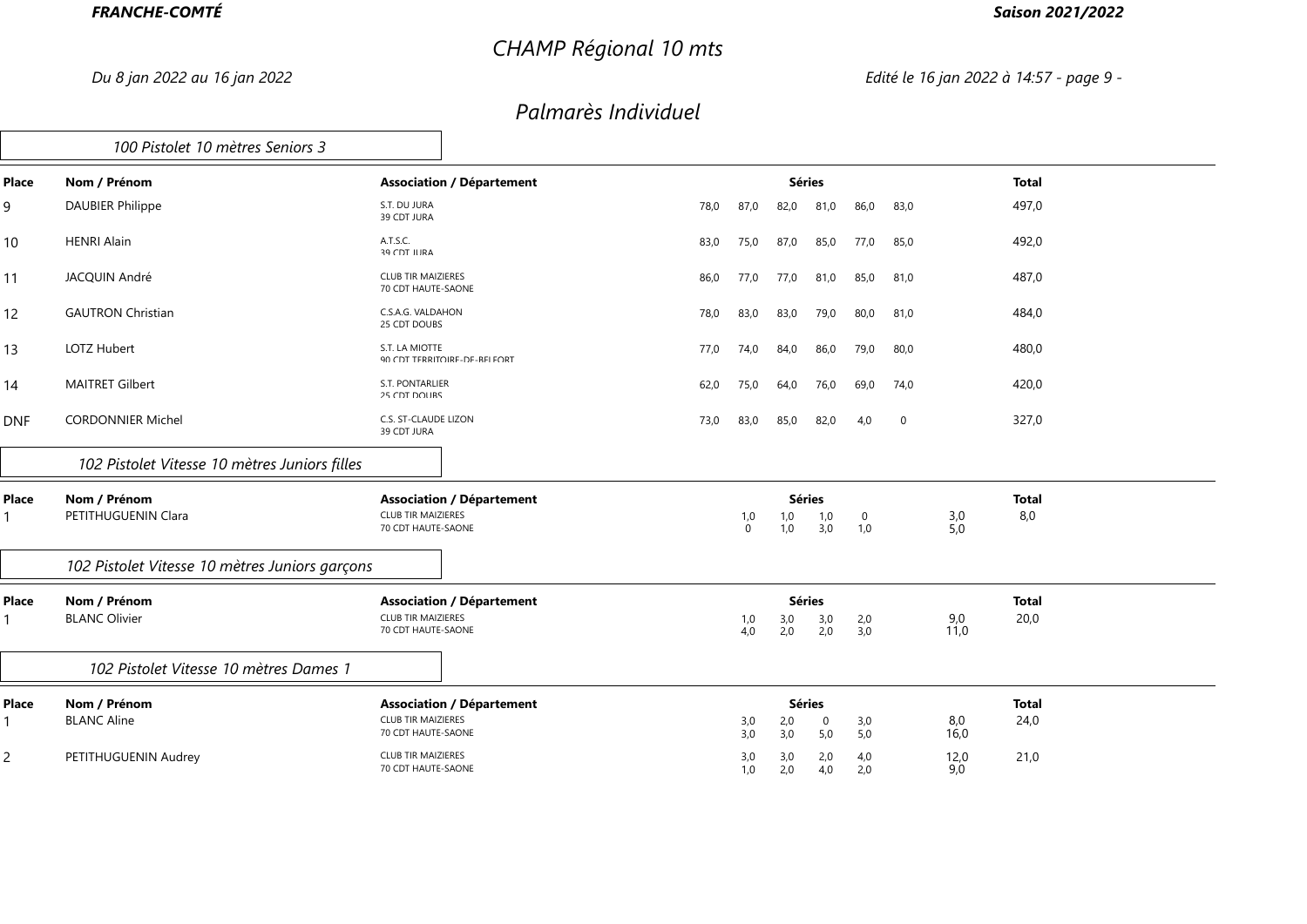# CHAMP Régional 10 mts

*Du 8 jan 2022 au 16 jan 2022*

## Palmarès Individuel

### *100 Pistolet 10 mètres Seniors 3*

| Place | Nom / Prénom | Association / Département | Séries | | | | | | Total |
|---|---|---|---|---|---|---|---|---|---|
| 9 | DAUBIER Philippe | S.T. DU JURA<br>39 CDT JURA | 78,0 | 87,0 | 82,0 | 81,0 | 86,0 | 83,0 | 497,0 |
| 10 | HENRI Alain | A.T.S.C.<br>39 CDT JURA | 83,0 | 75,0 | 87,0 | 85,0 | 77,0 | 85,0 | 492,0 |
| 11 | JACQUIN André | CLUB TIR MAIZIERES<br>70 CDT HAUTE-SAONE | 86,0 | 77,0 | 77,0 | 81,0 | 85,0 | 81,0 | 487,0 |
| 12 | GAUTRON Christian | C.S.A.G. VALDAHON<br>25 CDT DOUBS | 78,0 | 83,0 | 83,0 | 79,0 | 80,0 | 81,0 | 484,0 |
| 13 | LOTZ Hubert | S.T. LA MIOTTE<br>90 CDT TERRITOIRE-DE-BELFORT | 77,0 | 74,0 | 84,0 | 86,0 | 79,0 | 80,0 | 480,0 |
| 14 | MAITRET Gilbert | S.T. PONTARLIER<br>25 CDT DOUBS | 62,0 | 75,0 | 64,0 | 76,0 | 69,0 | 74,0 | 420,0 |
| DNF | CORDONNIER Michel | C.S. ST-CLAUDE LIZON<br>39 CDT JURA | 73,0 | 83,0 | 85,0 | 82,0 | 4,0 | 0 | 327,0 |

### *102 Pistolet Vitesse 10 mètres Juniors filles*

| Place | Nom / Prénom | Association / Département | Séries | | | | | Total |
|---|---|---|---|---|---|---|---|---|
| 1 | PETITHUGUENIN Clara | CLUB TIR MAIZIERES<br>70 CDT HAUTE-SAONE | 1,0<br>0 | 1,0<br>1,0 | 1,0<br>3,0 | 0<br>1,0 | 3,0<br>5,0 | 8,0 |

### *102 Pistolet Vitesse 10 mètres Juniors garçons*

| Place | Nom / Prénom | Association / Département | Séries | | | | | Total |
|---|---|---|---|---|---|---|---|---|
| 1 | BLANC Olivier | CLUB TIR MAIZIERES<br>70 CDT HAUTE-SAONE | 1,0<br>4,0 | 3,0<br>2,0 | 3,0<br>2,0 | 2,0<br>3,0 | 9,0<br>11,0 | 20,0 |

### *102 Pistolet Vitesse 10 mètres Dames 1*

| Place | Nom / Prénom | Association / Département | Séries | | | | | Total |
|---|---|---|---|---|---|---|---|---|
| 1 | BLANC Aline | CLUB TIR MAIZIERES<br>70 CDT HAUTE-SAONE | 3,0<br>3,0 | 2,0<br>3,0 | 0<br>5,0 | 3,0<br>5,0 | 8,0<br>16,0 | 24,0 |
| 2 | PETITHUGUENIN Audrey | CLUB TIR MAIZIERES<br>70 CDT HAUTE-SAONE | 3,0<br>1,0 | 3,0<br>2,0 | 2,0<br>4,0 | 4,0<br>2,0 | 12,0<br>9,0 | 21,0 |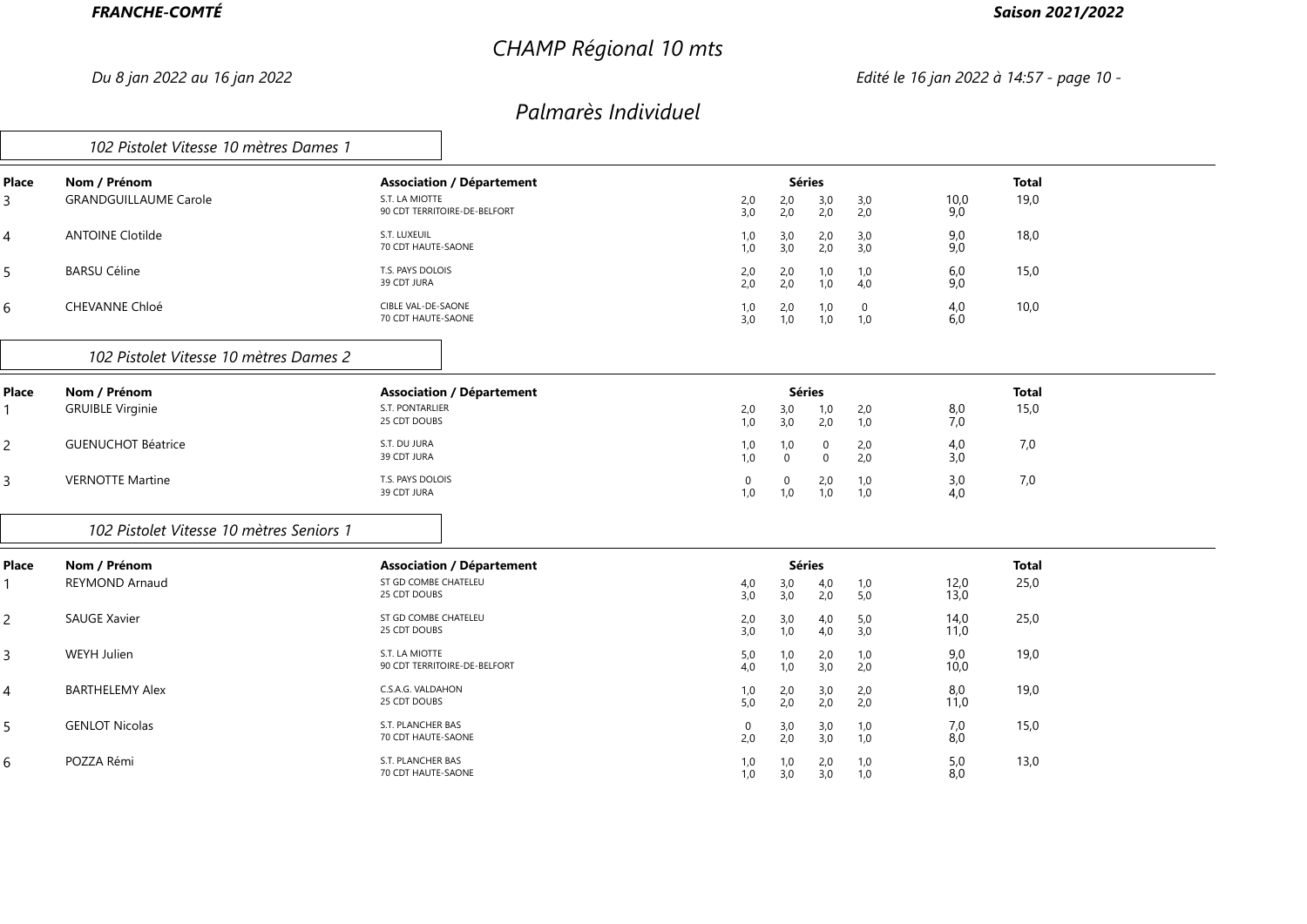# CHAMP Régional 10 mts

*Du 8 jan 2022 au 16 jan 2022*

*Edité le 16 jan 2022 à 14:57*

## Palmarès Individuel

### 102 Pistolet Vitesse 10 mètres Dames 1

| Place | Nom / Prénom | Association / Département | Séries | | | | | Total |
|---|---|---|---|---|---|---|---|---|
| 3 | GRANDGUILLAUME Carole | S.T. LA MIOTTE<br>90 CDT TERRITOIRE-DE-BELFORT | 2,0<br>3,0 | 2,0<br>2,0 | 3,0<br>2,0 | 3,0<br>2,0 | 10,0<br>9,0 | 19,0 |
| 4 | ANTOINE Clotilde | S.T. LUXEUIL<br>70 CDT HAUTE-SAONE | 1,0<br>1,0 | 3,0<br>3,0 | 2,0<br>2,0 | 3,0<br>3,0 | 9,0<br>9,0 | 18,0 |
| 5 | BARSU Céline | T.S. PAYS DOLOIS<br>39 CDT JURA | 2,0<br>2,0 | 2,0<br>2,0 | 1,0<br>1,0 | 1,0<br>4,0 | 6,0<br>9,0 | 15,0 |
| 6 | CHEVANNE Chloé | CIBLE VAL-DE-SAONE<br>70 CDT HAUTE-SAONE | 1,0<br>3,0 | 2,0<br>1,0 | 1,0<br>1,0 | 0<br>1,0 | 4,0<br>6,0 | 10,0 |

### 102 Pistolet Vitesse 10 mètres Dames 2

| Place | Nom / Prénom | Association / Département | Séries | | | | | Total |
|---|---|---|---|---|---|---|---|---|
| 1 | GRUIBLE Virginie | S.T. PONTARLIER<br>25 CDT DOUBS | 2,0<br>1,0 | 3,0<br>3,0 | 1,0<br>2,0 | 2,0<br>1,0 | 8,0<br>7,0 | 15,0 |
| 2 | GUENUCHOT Béatrice | S.T. DU JURA<br>39 CDT JURA | 1,0<br>1,0 | 1,0<br>0 | 0<br>0 | 2,0<br>2,0 | 4,0<br>3,0 | 7,0 |
| 3 | VERNOTTE Martine | T.S. PAYS DOLOIS<br>39 CDT JURA | 0<br>1,0 | 0<br>1,0 | 2,0<br>1,0 | 1,0<br>1,0 | 3,0<br>4,0 | 7,0 |

### 102 Pistolet Vitesse 10 mètres Seniors 1

| Place | Nom / Prénom | Association / Département | Séries | | | | | Total |
|---|---|---|---|---|---|---|---|---|
| 1 | REYMOND Arnaud | ST GD COMBE CHATELEU<br>25 CDT DOUBS | 4,0<br>3,0 | 3,0<br>3,0 | 4,0<br>2,0 | 1,0<br>5,0 | 12,0<br>13,0 | 25,0 |
| 2 | SAUGE Xavier | ST GD COMBE CHATELEU<br>25 CDT DOUBS | 2,0<br>3,0 | 3,0<br>1,0 | 4,0<br>4,0 | 5,0<br>3,0 | 14,0<br>11,0 | 25,0 |
| 3 | WEYH Julien | S.T. LA MIOTTE<br>90 CDT TERRITOIRE-DE-BELFORT | 5,0<br>4,0 | 1,0<br>1,0 | 2,0<br>3,0 | 1,0<br>2,0 | 9,0<br>10,0 | 19,0 |
| 4 | BARTHELEMY Alex | C.S.A.G. VALDAHON<br>25 CDT DOUBS | 1,0<br>5,0 | 2,0<br>2,0 | 3,0<br>2,0 | 2,0<br>2,0 | 8,0<br>11,0 | 19,0 |
| 5 | GENLOT Nicolas | S.T. PLANCHER BAS<br>70 CDT HAUTE-SAONE | 0<br>2,0 | 3,0<br>2,0 | 3,0<br>3,0 | 1,0<br>1,0 | 7,0<br>8,0 | 15,0 |
| 6 | POZZA Rémi | S.T. PLANCHER BAS<br>70 CDT HAUTE-SAONE | 1,0<br>1,0 | 1,0<br>3,0 | 2,0<br>3,0 | 1,0<br>1,0 | 5,0<br>8,0 | 13,0 |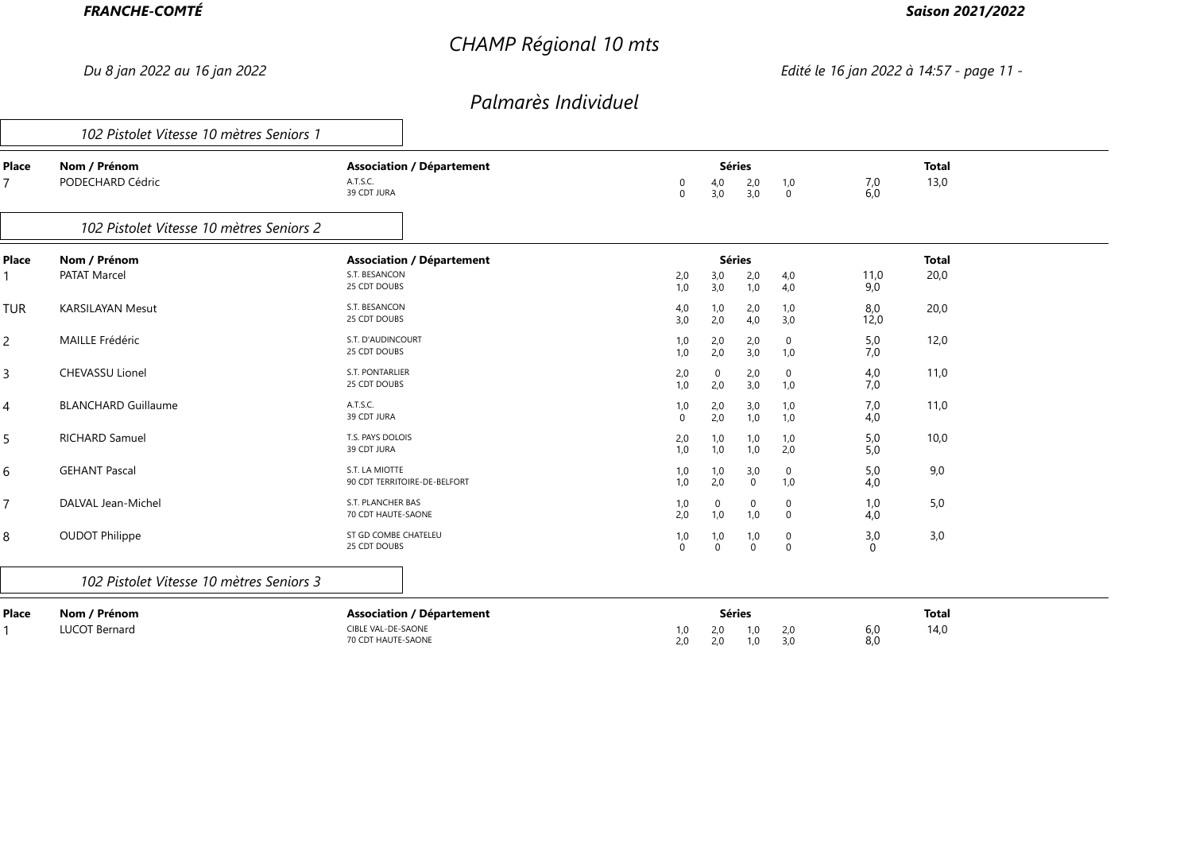**FRANCHE-COMTÉ** **Saison 2021/2022**

# CHAMP Régional 10 mts

*Du 8 jan 2022 au 16 jan 2022*

## Palmarès Individuel

### 102 Pistolet Vitesse 10 mètres Seniors 1

| Place | Nom / Prénom | Association / Département | Séries | | | | | Total |
|---|---|---|---|---|---|---|---|---|
| 7 | PODECHARD Cédric | A.T.S.C.<br>39 CDT JURA | 0<br>0 | 4,0<br>3,0 | 2,0<br>3,0 | 1,0<br>0 | 7,0<br>6,0 | 13,0 |

### 102 Pistolet Vitesse 10 mètres Seniors 2

| Place | Nom / Prénom | Association / Département | Séries | | | | | Total |
|---|---|---|---|---|---|---|---|---|
| 1 | PATAT Marcel | S.T. BESANCON<br>25 CDT DOUBS | 2,0<br>1,0 | 3,0<br>3,0 | 2,0<br>1,0 | 4,0<br>4,0 | 11,0<br>9,0 | 20,0 |
| TUR | KARSILAYAN Mesut | S.T. BESANCON<br>25 CDT DOUBS | 4,0<br>3,0 | 1,0<br>2,0 | 2,0<br>4,0 | 1,0<br>3,0 | 8,0<br>12,0 | 20,0 |
| 2 | MAILLE Frédéric | S.T. D'AUDINCOURT<br>25 CDT DOUBS | 1,0<br>1,0 | 2,0<br>2,0 | 2,0<br>3,0 | 0<br>1,0 | 5,0<br>7,0 | 12,0 |
| 3 | CHEVASSU Lionel | S.T. PONTARLIER<br>25 CDT DOUBS | 2,0<br>1,0 | 0<br>2,0 | 2,0<br>3,0 | 0<br>1,0 | 4,0<br>7,0 | 11,0 |
| 4 | BLANCHARD Guillaume | A.T.S.C.<br>39 CDT JURA | 1,0<br>0 | 2,0<br>2,0 | 3,0<br>1,0 | 1,0<br>1,0 | 7,0<br>4,0 | 11,0 |
| 5 | RICHARD Samuel | T.S. PAYS DOLOIS<br>39 CDT JURA | 2,0<br>1,0 | 1,0<br>1,0 | 1,0<br>1,0 | 1,0<br>2,0 | 5,0<br>5,0 | 10,0 |
| 6 | GEHANT Pascal | S.T. LA MIOTTE<br>90 CDT TERRITOIRE-DE-BELFORT | 1,0<br>1,0 | 1,0<br>2,0 | 3,0<br>0 | 0<br>1,0 | 5,0<br>4,0 | 9,0 |
| 7 | DALVAL Jean-Michel | S.T. PLANCHER BAS<br>70 CDT HAUTE-SAONE | 1,0<br>2,0 | 0<br>1,0 | 0<br>1,0 | 0<br>0 | 1,0<br>4,0 | 5,0 |
| 8 | OUDOT Philippe | ST GD COMBE CHATELEU<br>25 CDT DOUBS | 1,0<br>0 | 1,0<br>0 | 1,0<br>0 | 0<br>0 | 3,0<br>0 | 3,0 |

### 102 Pistolet Vitesse 10 mètres Seniors 3

| Place | Nom / Prénom | Association / Département | Séries | | | | | Total |
|---|---|---|---|---|---|---|---|---|
| 1 | LUCOT Bernard | CIBLE VAL-DE-SAONE<br>70 CDT HAUTE-SAONE | 1,0<br>2,0 | 2,0<br>2,0 | 1,0<br>1,0 | 2,0<br>3,0 | 6,0<br>8,0 | 14,0 |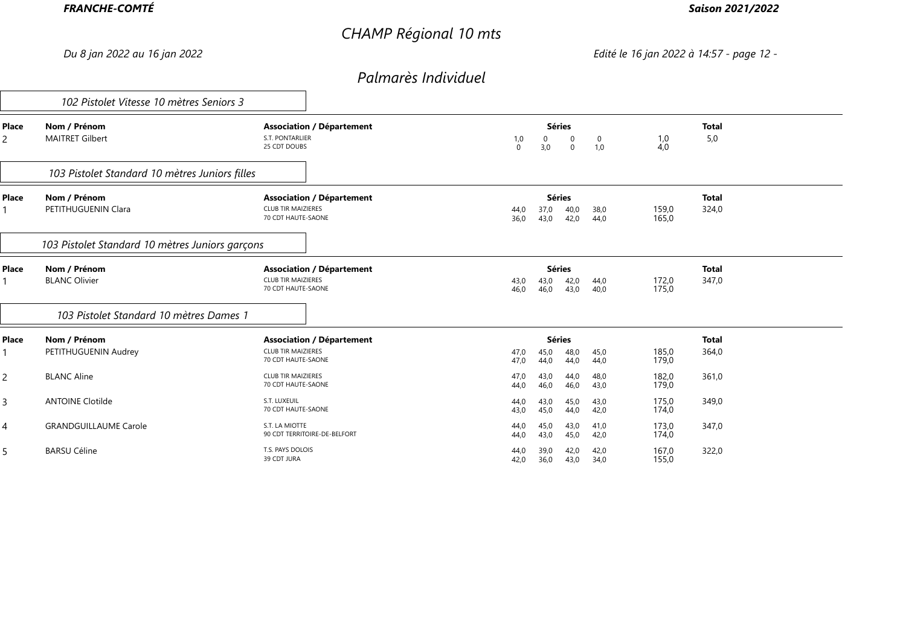# CHAMP Régional 10 mts

*Du 8 jan 2022 au 16 jan 2022*

*Edité le 16 jan 2022 à 14:57*

## Palmarès Individuel

### 102 Pistolet Vitesse 10 mètres Seniors 3

| Place | Nom / Prénom | Association / Département | Séries | | | | | Total |
|---|---|---|---|---|---|---|---|---|
| 2 | MAITRET Gilbert | S.T. PONTARLIER<br>25 CDT DOUBS | 1,0<br>0 | 0<br>3,0 | 0<br>0 | 0<br>1,0 | 1,0<br>4,0 | 5,0 |

### 103 Pistolet Standard 10 mètres Juniors filles

| Place | Nom / Prénom | Association / Département | Séries | | | | | Total |
|---|---|---|---|---|---|---|---|---|
| 1 | PETITHUGUENIN Clara | CLUB TIR MAIZIERES<br>70 CDT HAUTE-SAONE | 44,0<br>36,0 | 37,0<br>43,0 | 40,0<br>42,0 | 38,0<br>44,0 | 159,0<br>165,0 | 324,0 |

### 103 Pistolet Standard 10 mètres Juniors garçons

| Place | Nom / Prénom | Association / Département | Séries | | | | | Total |
|---|---|---|---|---|---|---|---|---|
| 1 | BLANC Olivier | CLUB TIR MAIZIERES<br>70 CDT HAUTE-SAONE | 43,0<br>46,0 | 43,0<br>46,0 | 42,0<br>43,0 | 44,0<br>40,0 | 172,0<br>175,0 | 347,0 |

### 103 Pistolet Standard 10 mètres Dames 1

| Place | Nom / Prénom | Association / Département | Séries | | | | | Total |
|---|---|---|---|---|---|---|---|---|
| 1 | PETITHUGUENIN Audrey | CLUB TIR MAIZIERES<br>70 CDT HAUTE-SAONE | 47,0<br>47,0 | 45,0<br>44,0 | 48,0<br>44,0 | 45,0<br>44,0 | 185,0<br>179,0 | 364,0 |
| 2 | BLANC Aline | CLUB TIR MAIZIERES<br>70 CDT HAUTE-SAONE | 47,0<br>44,0 | 43,0<br>46,0 | 44,0<br>46,0 | 48,0<br>43,0 | 182,0<br>179,0 | 361,0 |
| 3 | ANTOINE Clotilde | S.T. LUXEUIL<br>70 CDT HAUTE-SAONE | 44,0<br>43,0 | 43,0<br>45,0 | 45,0<br>44,0 | 43,0<br>42,0 | 175,0<br>174,0 | 349,0 |
| 4 | GRANDGUILLAUME Carole | S.T. LA MIOTTE<br>90 CDT TERRITOIRE-DE-BELFORT | 44,0<br>44,0 | 45,0<br>43,0 | 43,0<br>45,0 | 41,0<br>42,0 | 173,0<br>174,0 | 347,0 |
| 5 | BARSU Céline | T.S. PAYS DOLOIS<br>39 CDT JURA | 44,0<br>42,0 | 39,0<br>36,0 | 42,0<br>43,0 | 42,0<br>34,0 | 167,0<br>155,0 | 322,0 |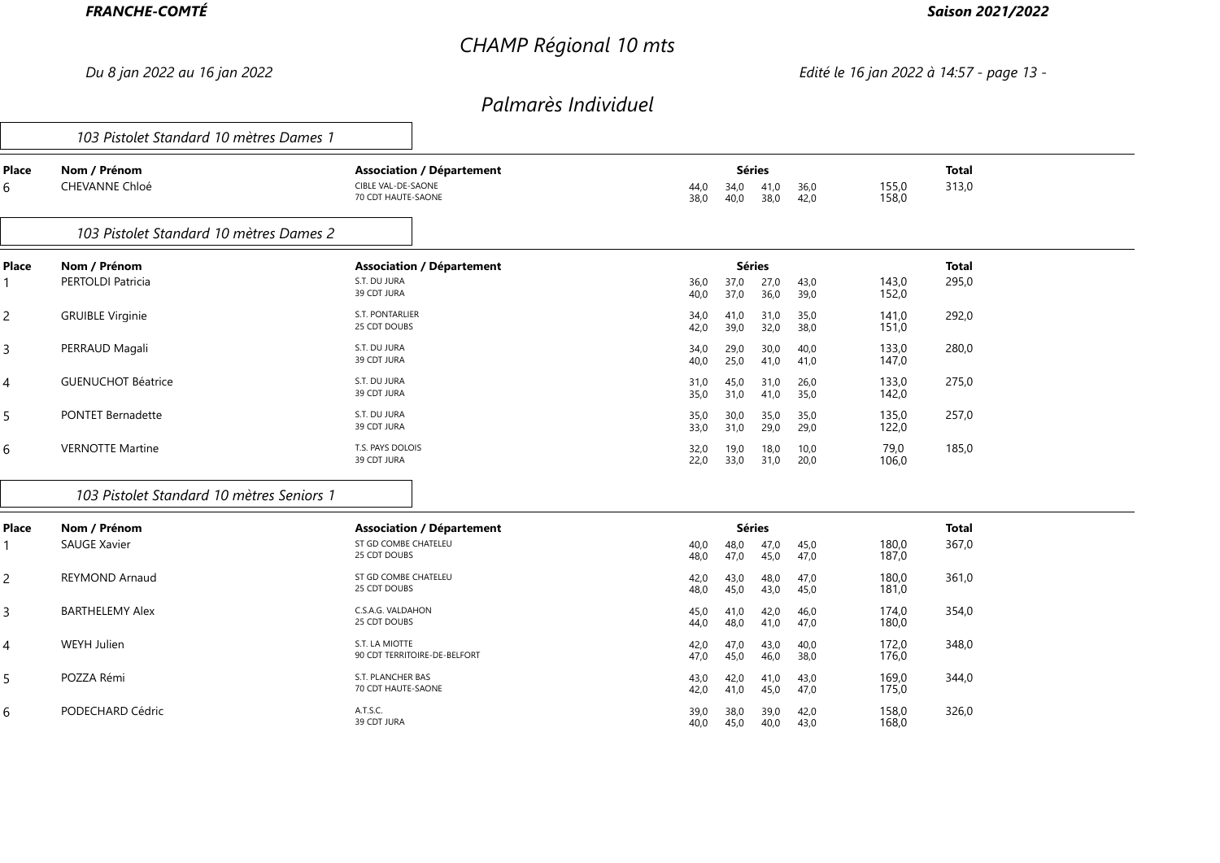FRANCHE-COMTÉ — Saison 2021/2022

# CHAMP Régional 10 mts

Du 8 jan 2022 au 16 jan 2022

Edité le 16 jan 2022 à 14:57

## Palmarès Individuel

### 103 Pistolet Standard 10 mètres Dames 1

| Place | Nom / Prénom | Association / Département | Séries | | | | | Total |
|---|---|---|---|---|---|---|---|---|
| 6 | CHEVANNE Chloé | CIBLE VAL-DE-SAONE | 44,0 | 34,0 | 41,0 | 36,0 | 155,0 | 313,0 |
| | | 70 CDT HAUTE-SAONE | 38,0 | 40,0 | 38,0 | 42,0 | 158,0 | |

### 103 Pistolet Standard 10 mètres Dames 2

| Place | Nom / Prénom | Association / Département | Séries | | | | | Total |
|---|---|---|---|---|---|---|---|---|
| 1 | PERTOLDI Patricia | S.T. DU JURA | 36,0 | 37,0 | 27,0 | 43,0 | 143,0 | 295,0 |
| | | 39 CDT JURA | 40,0 | 37,0 | 36,0 | 39,0 | 152,0 | |
| 2 | GRUIBLE Virginie | S.T. PONTARLIER | 34,0 | 41,0 | 31,0 | 35,0 | 141,0 | 292,0 |
| | | 25 CDT DOUBS | 42,0 | 39,0 | 32,0 | 38,0 | 151,0 | |
| 3 | PERRAUD Magali | S.T. DU JURA | 34,0 | 29,0 | 30,0 | 40,0 | 133,0 | 280,0 |
| | | 39 CDT JURA | 40,0 | 25,0 | 41,0 | 41,0 | 147,0 | |
| 4 | GUENUCHOT Béatrice | S.T. DU JURA | 31,0 | 45,0 | 31,0 | 26,0 | 133,0 | 275,0 |
| | | 39 CDT JURA | 35,0 | 31,0 | 41,0 | 35,0 | 142,0 | |
| 5 | PONTET Bernadette | S.T. DU JURA | 35,0 | 30,0 | 35,0 | 35,0 | 135,0 | 257,0 |
| | | 39 CDT JURA | 33,0 | 31,0 | 29,0 | 29,0 | 122,0 | |
| 6 | VERNOTTE Martine | T.S. PAYS DOLOIS | 32,0 | 19,0 | 18,0 | 10,0 | 79,0 | 185,0 |
| | | 39 CDT JURA | 22,0 | 33,0 | 31,0 | 20,0 | 106,0 | |

### 103 Pistolet Standard 10 mètres Seniors 1

| Place | Nom / Prénom | Association / Département | Séries | | | | | Total |
|---|---|---|---|---|---|---|---|---|
| 1 | SAUGE Xavier | ST GD COMBE CHATELEU | 40,0 | 48,0 | 47,0 | 45,0 | 180,0 | 367,0 |
| | | 25 CDT DOUBS | 48,0 | 47,0 | 45,0 | 47,0 | 187,0 | |
| 2 | REYMOND Arnaud | ST GD COMBE CHATELEU | 42,0 | 43,0 | 48,0 | 47,0 | 180,0 | 361,0 |
| | | 25 CDT DOUBS | 48,0 | 45,0 | 43,0 | 45,0 | 181,0 | |
| 3 | BARTHELEMY Alex | C.S.A.G. VALDAHON | 45,0 | 41,0 | 42,0 | 46,0 | 174,0 | 354,0 |
| | | 25 CDT DOUBS | 44,0 | 48,0 | 41,0 | 47,0 | 180,0 | |
| 4 | WEYH Julien | S.T. LA MIOTTE | 42,0 | 47,0 | 43,0 | 40,0 | 172,0 | 348,0 |
| | | 90 CDT TERRITOIRE-DE-BELFORT | 47,0 | 45,0 | 46,0 | 38,0 | 176,0 | |
| 5 | POZZA Rémi | S.T. PLANCHER BAS | 43,0 | 42,0 | 41,0 | 43,0 | 169,0 | 344,0 |
| | | 70 CDT HAUTE-SAONE | 42,0 | 41,0 | 45,0 | 47,0 | 175,0 | |
| 6 | PODECHARD Cédric | A.T.S.C. | 39,0 | 38,0 | 39,0 | 42,0 | 158,0 | 326,0 |
| | | 39 CDT JURA | 40,0 | 45,0 | 40,0 | 43,0 | 168,0 | |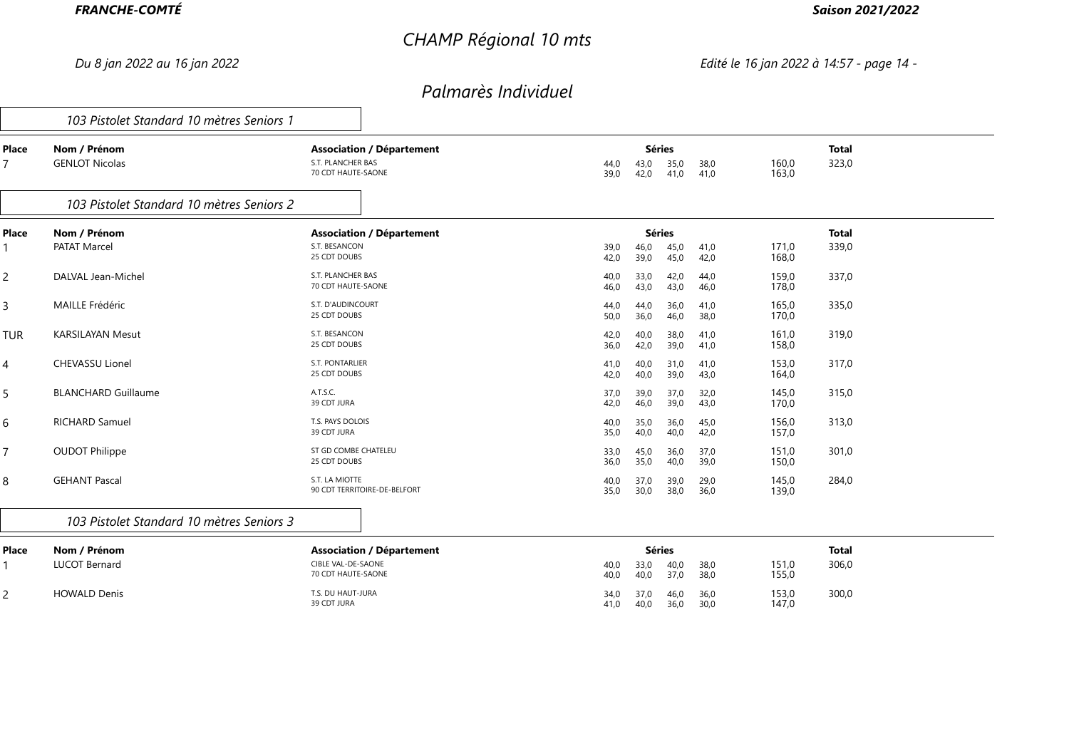# CHAMP Régional 10 mts

*Du 8 jan 2022 au 16 jan 2022*

## Palmarès Individuel

### 103 Pistolet Standard 10 mètres Seniors 1

| Place | Nom / Prénom | Association / Département | Séries | | | | | Total |
|---|---|---|---|---|---|---|---|---|
| 7 | GENLOT Nicolas | S.T. PLANCHER BAS<br>70 CDT HAUTE-SAONE | 44,0<br>39,0 | 43,0<br>42,0 | 35,0<br>41,0 | 38,0<br>41,0 | 160,0<br>163,0 | 323,0 |

### 103 Pistolet Standard 10 mètres Seniors 2

| Place | Nom / Prénom | Association / Département | Séries | | | | | Total |
|---|---|---|---|---|---|---|---|---|
| 1 | PATAT Marcel | S.T. BESANCON<br>25 CDT DOUBS | 39,0<br>42,0 | 46,0<br>39,0 | 45,0<br>45,0 | 41,0<br>42,0 | 171,0<br>168,0 | 339,0 |
| 2 | DALVAL Jean-Michel | S.T. PLANCHER BAS<br>70 CDT HAUTE-SAONE | 40,0<br>46,0 | 33,0<br>43,0 | 42,0<br>43,0 | 44,0<br>46,0 | 159,0<br>178,0 | 337,0 |
| 3 | MAILLE Frédéric | S.T. D'AUDINCOURT<br>25 CDT DOUBS | 44,0<br>50,0 | 44,0<br>36,0 | 36,0<br>46,0 | 41,0<br>38,0 | 165,0<br>170,0 | 335,0 |
| TUR | KARSILAYAN Mesut | S.T. BESANCON<br>25 CDT DOUBS | 42,0<br>36,0 | 40,0<br>42,0 | 38,0<br>39,0 | 41,0<br>41,0 | 161,0<br>158,0 | 319,0 |
| 4 | CHEVASSU Lionel | S.T. PONTARLIER<br>25 CDT DOUBS | 41,0<br>42,0 | 40,0<br>40,0 | 31,0<br>39,0 | 41,0<br>43,0 | 153,0<br>164,0 | 317,0 |
| 5 | BLANCHARD Guillaume | A.T.S.C.<br>39 CDT JURA | 37,0<br>42,0 | 39,0<br>46,0 | 37,0<br>39,0 | 32,0<br>43,0 | 145,0<br>170,0 | 315,0 |
| 6 | RICHARD Samuel | T.S. PAYS DOLOIS<br>39 CDT JURA | 40,0<br>35,0 | 35,0<br>40,0 | 36,0<br>40,0 | 45,0<br>42,0 | 156,0<br>157,0 | 313,0 |
| 7 | OUDOT Philippe | ST GD COMBE CHATELEU<br>25 CDT DOUBS | 33,0<br>36,0 | 45,0<br>35,0 | 36,0<br>40,0 | 37,0<br>39,0 | 151,0<br>150,0 | 301,0 |
| 8 | GEHANT Pascal | S.T. LA MIOTTE<br>90 CDT TERRITOIRE-DE-BELFORT | 40,0<br>35,0 | 37,0<br>30,0 | 39,0<br>38,0 | 29,0<br>36,0 | 145,0<br>139,0 | 284,0 |

### 103 Pistolet Standard 10 mètres Seniors 3

| Place | Nom / Prénom | Association / Département | Séries | | | | | Total |
|---|---|---|---|---|---|---|---|---|
| 1 | LUCOT Bernard | CIBLE VAL-DE-SAONE<br>70 CDT HAUTE-SAONE | 40,0<br>40,0 | 33,0<br>40,0 | 40,0<br>37,0 | 38,0<br>38,0 | 151,0<br>155,0 | 306,0 |
| 2 | HOWALD Denis | T.S. DU HAUT-JURA<br>39 CDT JURA | 34,0<br>41,0 | 37,0<br>40,0 | 46,0<br>36,0 | 36,0<br>30,0 | 153,0<br>147,0 | 300,0 |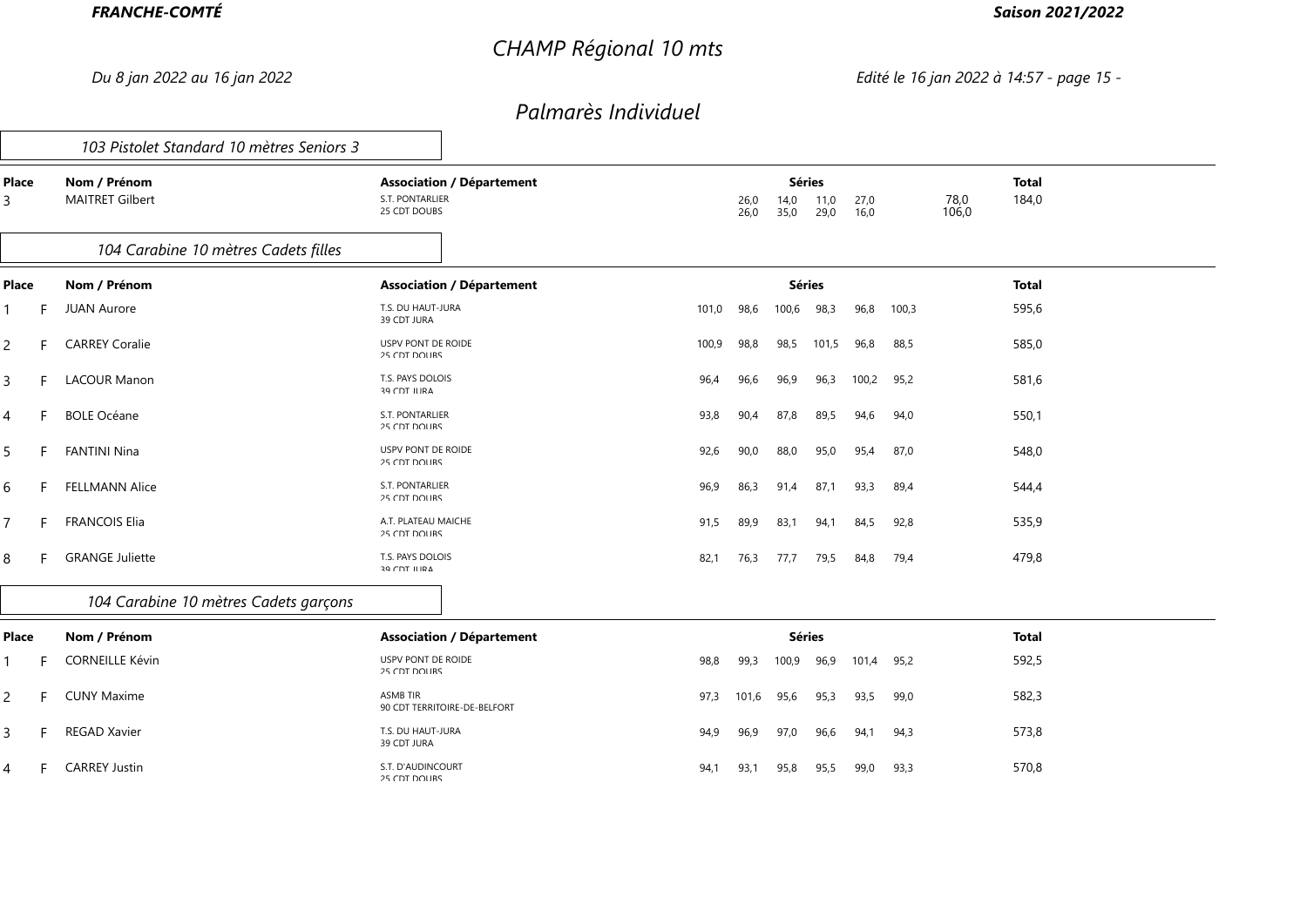# CHAMP Régional 10 mts

*Du 8 jan 2022 au 16 jan 2022*

## Palmarès Individuel

### 103 Pistolet Standard 10 mètres Seniors 3

| Place | | Nom / Prénom | Association / Département | Séries | | | | | Total |
|---|---|---|---|---|---|---|---|---|---|
| 3 | | MAITRET Gilbert | S.T. PONTARLIER<br>25 CDT DOUBS | 26,0<br>26,0 | 14,0<br>35,0 | 11,0<br>29,0 | 27,0<br>16,0 | 78,0<br>106,0 | 184,0 |

### 104 Carabine 10 mètres Cadets filles

| Place | | Nom / Prénom | Association / Département | Séries | | | | | | Total |
|---|---|---|---|---|---|---|---|---|---|---|
| 1 | F | JUAN Aurore | T.S. DU HAUT-JURA<br>39 CDT JURA | 101,0 | 98,6 | 100,6 | 98,3 | 96,8 | 100,3 | 595,6 |
| 2 | F | CARREY Coralie | USPV PONT DE ROIDE<br>25 CDT DOUBS | 100,9 | 98,8 | 98,5 | 101,5 | 96,8 | 88,5 | 585,0 |
| 3 | F | LACOUR Manon | T.S. PAYS DOLOIS<br>39 CDT JURA | 96,4 | 96,6 | 96,9 | 96,3 | 100,2 | 95,2 | 581,6 |
| 4 | F | BOLE Océane | S.T. PONTARLIER<br>25 CDT DOUBS | 93,8 | 90,4 | 87,8 | 89,5 | 94,6 | 94,0 | 550,1 |
| 5 | F | FANTINI Nina | USPV PONT DE ROIDE<br>25 CDT DOUBS | 92,6 | 90,0 | 88,0 | 95,0 | 95,4 | 87,0 | 548,0 |
| 6 | F | FELLMANN Alice | S.T. PONTARLIER<br>25 CDT DOUBS | 96,9 | 86,3 | 91,4 | 87,1 | 93,3 | 89,4 | 544,4 |
| 7 | F | FRANCOIS Elia | A.T. PLATEAU MAICHE<br>25 CDT DOUBS | 91,5 | 89,9 | 83,1 | 94,1 | 84,5 | 92,8 | 535,9 |
| 8 | F | GRANGE Juliette | T.S. PAYS DOLOIS<br>39 CDT JURA | 82,1 | 76,3 | 77,7 | 79,5 | 84,8 | 79,4 | 479,8 |

### 104 Carabine 10 mètres Cadets garçons

| Place | | Nom / Prénom | Association / Département | Séries | | | | | | Total |
|---|---|---|---|---|---|---|---|---|---|---|
| 1 | F | CORNEILLE Kévin | USPV PONT DE ROIDE<br>25 CDT DOUBS | 98,8 | 99,3 | 100,9 | 96,9 | 101,4 | 95,2 | 592,5 |
| 2 | F | CUNY Maxime | ASMB TIR<br>90 CDT TERRITOIRE-DE-BELFORT | 97,3 | 101,6 | 95,6 | 95,3 | 93,5 | 99,0 | 582,3 |
| 3 | F | REGAD Xavier | T.S. DU HAUT-JURA<br>39 CDT JURA | 94,9 | 96,9 | 97,0 | 96,6 | 94,1 | 94,3 | 573,8 |
| 4 | F | CARREY Justin | S.T. D'AUDINCOURT<br>25 CDT DOUBS | 94,1 | 93,1 | 95,8 | 95,5 | 99,0 | 93,3 | 570,8 |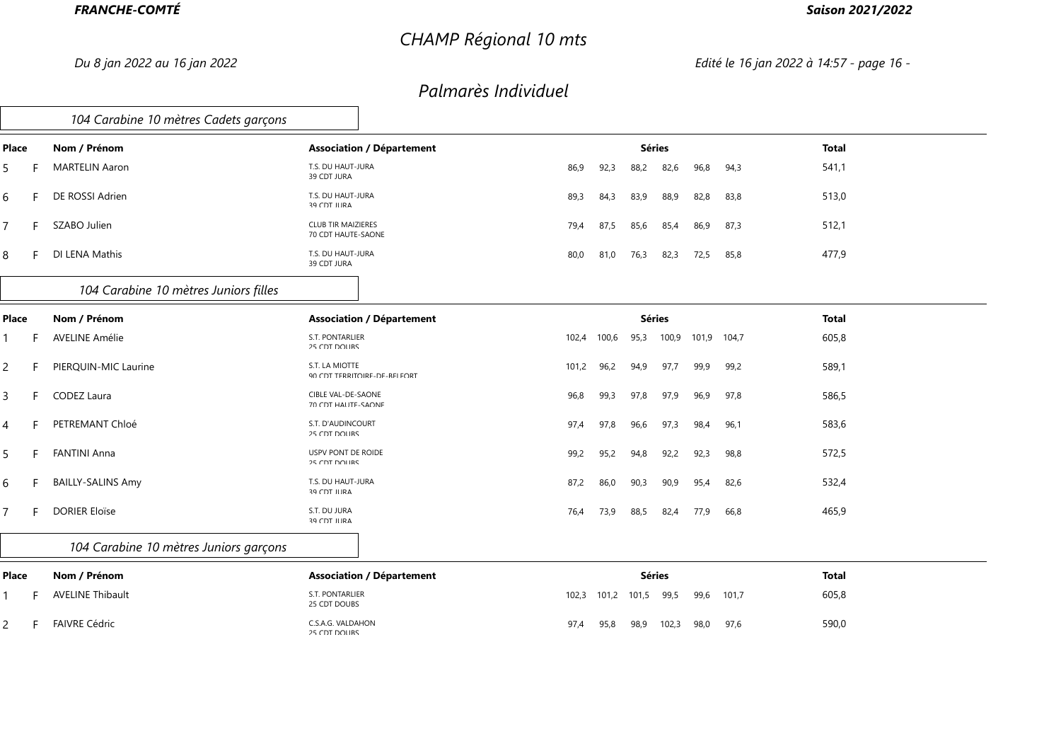**FRANCHE-COMTÉ** — **Saison 2021/2022**

# CHAMP Régional 10 mts

*Du 8 jan 2022 au 16 jan 2022*

*Edité le 16 jan 2022 à 14:57 - page 16 -*

## Palmarès Individuel

### 104 Carabine 10 mètres Cadets garçons

| Place | | Nom / Prénom | Association / Département | Séries | | | | | | Total |
|---|---|---|---|---|---|---|---|---|---|---|
| 5 | F | MARTELIN Aaron | T.S. DU HAUT-JURA 39 CDT JURA | 86,9 | 92,3 | 88,2 | 82,6 | 96,8 | 94,3 | 541,1 |
| 6 | F | DE ROSSI Adrien | T.S. DU HAUT-JURA 39 CDT JURA | 89,3 | 84,3 | 83,9 | 88,9 | 82,8 | 83,8 | 513,0 |
| 7 | F | SZABO Julien | CLUB TIR MAIZIERES 70 CDT HAUTE-SAONE | 79,4 | 87,5 | 85,6 | 85,4 | 86,9 | 87,3 | 512,1 |
| 8 | F | DI LENA Mathis | T.S. DU HAUT-JURA 39 CDT JURA | 80,0 | 81,0 | 76,3 | 82,3 | 72,5 | 85,8 | 477,9 |

### 104 Carabine 10 mètres Juniors filles

| Place | | Nom / Prénom | Association / Département | Séries | | | | | | Total |
|---|---|---|---|---|---|---|---|---|---|---|
| 1 | F | AVELINE Amélie | S.T. PONTARLIER 25 CDT DOUBS | 102,4 | 100,6 | 95,3 | 100,9 | 101,9 | 104,7 | 605,8 |
| 2 | F | PIERQUIN-MIC Laurine | S.T. LA MIOTTE 90 CDT TERRITOIRE-DE-BELFORT | 101,2 | 96,2 | 94,9 | 97,7 | 99,9 | 99,2 | 589,1 |
| 3 | F | CODEZ Laura | CIBLE VAL-DE-SAONE 70 CDT HAUTE-SAONE | 96,8 | 99,3 | 97,8 | 97,9 | 96,9 | 97,8 | 586,5 |
| 4 | F | PETREMANT Chloé | S.T. D'AUDINCOURT 25 CDT DOUBS | 97,4 | 97,8 | 96,6 | 97,3 | 98,4 | 96,1 | 583,6 |
| 5 | F | FANTINI Anna | USPV PONT DE ROIDE 25 CDT DOUBS | 99,2 | 95,2 | 94,8 | 92,2 | 92,3 | 98,8 | 572,5 |
| 6 | F | BAILLY-SALINS Amy | T.S. DU HAUT-JURA 39 CDT JURA | 87,2 | 86,0 | 90,3 | 90,9 | 95,4 | 82,6 | 532,4 |
| 7 | F | DORIER Eloïse | S.T. DU JURA 39 CDT JURA | 76,4 | 73,9 | 88,5 | 82,4 | 77,9 | 66,8 | 465,9 |

### 104 Carabine 10 mètres Juniors garçons

| Place | | Nom / Prénom | Association / Département | Séries | | | | | | Total |
|---|---|---|---|---|---|---|---|---|---|---|
| 1 | F | AVELINE Thibault | S.T. PONTARLIER 25 CDT DOUBS | 102,3 | 101,2 | 101,5 | 99,5 | 99,6 | 101,7 | 605,8 |
| 2 | F | FAIVRE Cédric | C.S.A.G. VALDAHON 25 CDT DOUBS | 97,4 | 95,8 | 98,9 | 102,3 | 98,0 | 97,6 | 590,0 |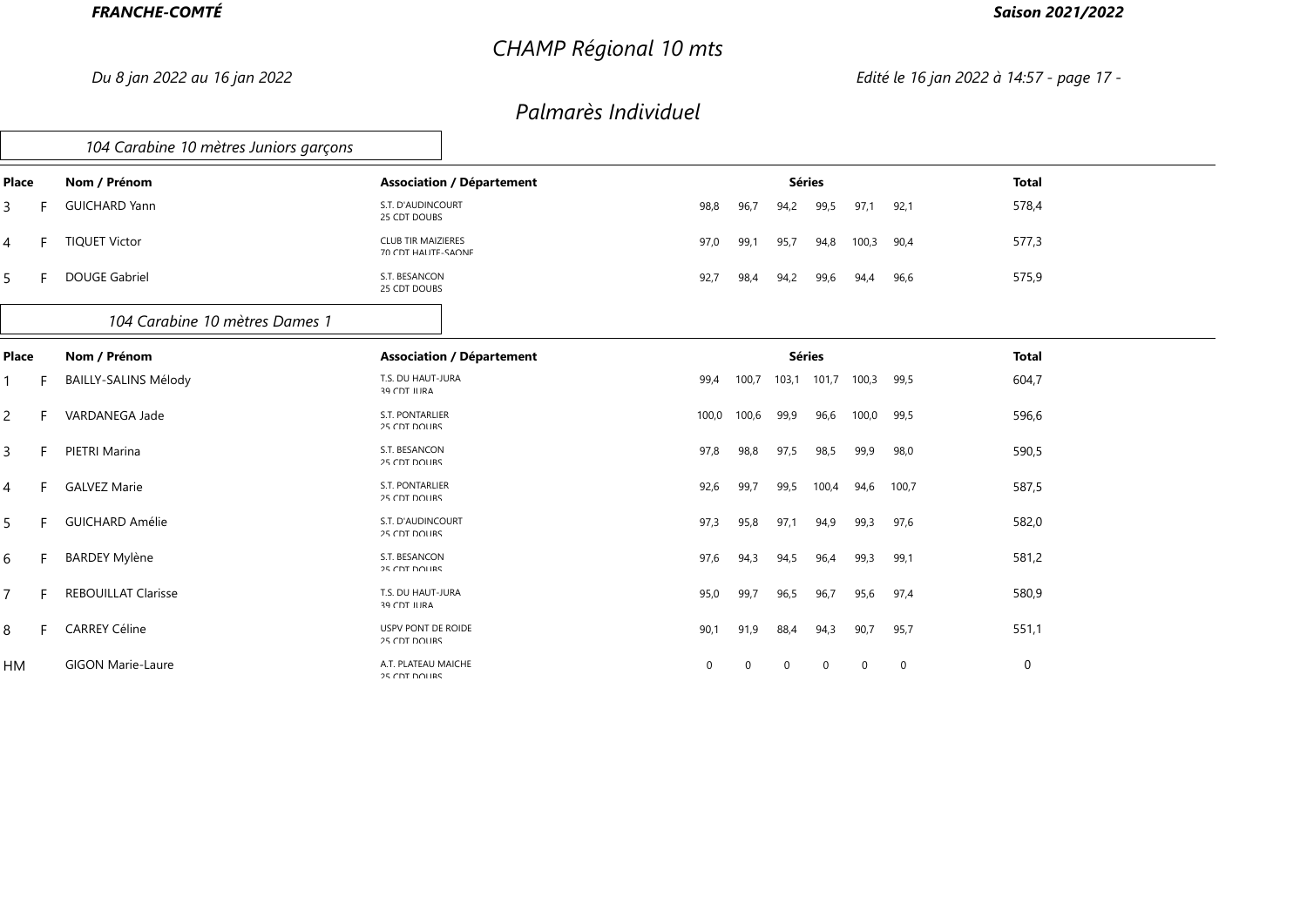**FRANCHE-COMTÉ** **Saison 2021/2022**

# CHAMP Régional 10 mts

*Du 8 jan 2022 au 16 jan 2022* *Edité le 16 jan 2022 à 14:57*

## Palmarès Individuel

### 104 Carabine 10 mètres Juniors garçons

| Place | | Nom / Prénom | Association / Département | Séries | | | | | | Total |
|---|---|---|---|---|---|---|---|---|---|---|
| 3 | F | GUICHARD Yann | S.T. D'AUDINCOURT<br>25 CDT DOUBS | 98,8 | 96,7 | 94,2 | 99,5 | 97,1 | 92,1 | 578,4 |
| 4 | F | TIQUET Victor | CLUB TIR MAIZIERES<br>70 CDT HAUTE-SAONE | 97,0 | 99,1 | 95,7 | 94,8 | 100,3 | 90,4 | 577,3 |
| 5 | F | DOUGE Gabriel | S.T. BESANCON<br>25 CDT DOUBS | 92,7 | 98,4 | 94,2 | 99,6 | 94,4 | 96,6 | 575,9 |

### 104 Carabine 10 mètres Dames 1

| Place | | Nom / Prénom | Association / Département | Séries | | | | | | Total |
|---|---|---|---|---|---|---|---|---|---|---|
| 1 | F | BAILLY-SALINS Mélody | T.S. DU HAUT-JURA<br>39 CDT JURA | 99,4 | 100,7 | 103,1 | 101,7 | 100,3 | 99,5 | 604,7 |
| 2 | F | VARDANEGA Jade | S.T. PONTARLIER<br>25 CDT DOUBS | 100,0 | 100,6 | 99,9 | 96,6 | 100,0 | 99,5 | 596,6 |
| 3 | F | PIETRI Marina | S.T. BESANCON<br>25 CDT DOUBS | 97,8 | 98,8 | 97,5 | 98,5 | 99,9 | 98,0 | 590,5 |
| 4 | F | GALVEZ Marie | S.T. PONTARLIER<br>25 CDT DOUBS | 92,6 | 99,7 | 99,5 | 100,4 | 94,6 | 100,7 | 587,5 |
| 5 | F | GUICHARD Amélie | S.T. D'AUDINCOURT<br>25 CDT DOUBS | 97,3 | 95,8 | 97,1 | 94,9 | 99,3 | 97,6 | 582,0 |
| 6 | F | BARDEY Mylène | S.T. BESANCON<br>25 CDT DOUBS | 97,6 | 94,3 | 94,5 | 96,4 | 99,3 | 99,1 | 581,2 |
| 7 | F | REBOUILLAT Clarisse | T.S. DU HAUT-JURA<br>39 CDT JURA | 95,0 | 99,7 | 96,5 | 96,7 | 95,6 | 97,4 | 580,9 |
| 8 | F | CARREY Céline | USPV PONT DE ROIDE<br>25 CDT DOUBS | 90,1 | 91,9 | 88,4 | 94,3 | 90,7 | 95,7 | 551,1 |
| HM | | GIGON Marie-Laure | A.T. PLATEAU MAICHE<br>25 CDT DOUBS | 0 | 0 | 0 | 0 | 0 | 0 | 0 |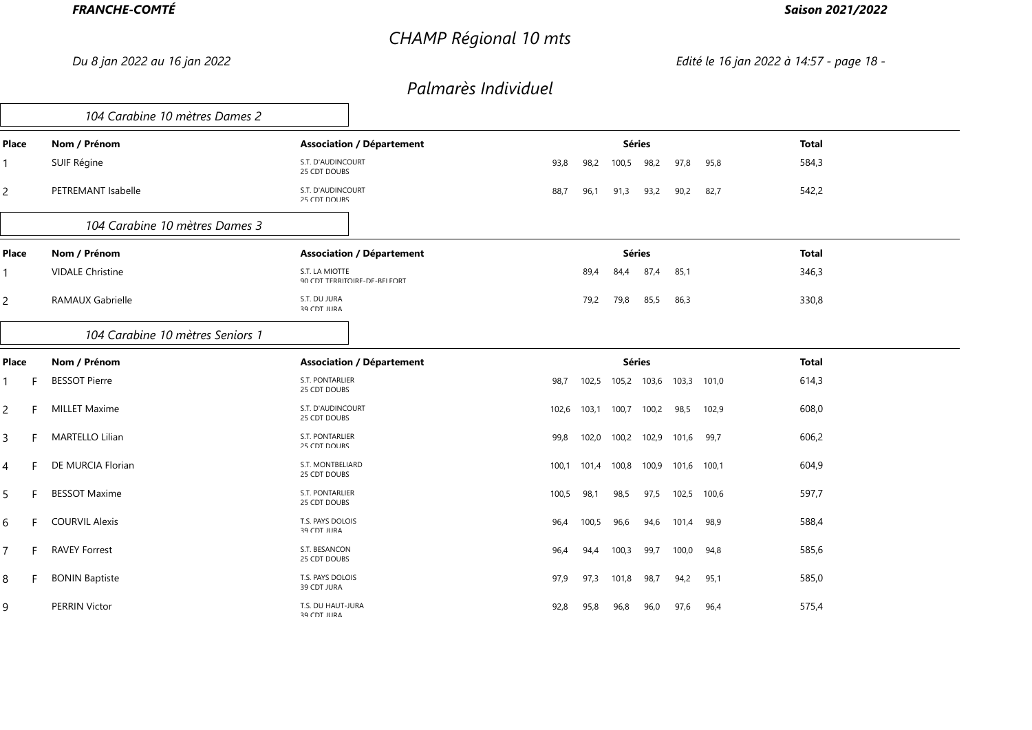# CHAMP Régional 10 mts

*Du 8 jan 2022 au 16 jan 2022*

## Palmarès Individuel

### 104 Carabine 10 mètres Dames 2

| Place | Nom / Prénom | Association / Département | Séries | | | | | | Total |
|---|---|---|---|---|---|---|---|---|---|
| 1 | SUIF Régine | S.T. D'AUDINCOURT 25 CDT DOUBS | 93,8 | 98,2 | 100,5 | 98,2 | 97,8 | 95,8 | 584,3 |
| 2 | PETREMANT Isabelle | S.T. D'AUDINCOURT 25 CDT DOUBS | 88,7 | 96,1 | 91,3 | 93,2 | 90,2 | 82,7 | 542,2 |

### 104 Carabine 10 mètres Dames 3

| Place | Nom / Prénom | Association / Département | Séries | | | | Total |
|---|---|---|---|---|---|---|---|
| 1 | VIDALE Christine | S.T. LA MIOTTE 90 CDT TERRITOIRE-DE-BELFORT | 89,4 | 84,4 | 87,4 | 85,1 | 346,3 |
| 2 | RAMAUX Gabrielle | S.T. DU JURA 39 CDT JURA | 79,2 | 79,8 | 85,5 | 86,3 | 330,8 |

### 104 Carabine 10 mètres Seniors 1

| Place | | Nom / Prénom | Association / Département | Séries | | | | | | Total |
|---|---|---|---|---|---|---|---|---|---|---|
| 1 | F | BESSOT Pierre | S.T. PONTARLIER 25 CDT DOUBS | 98,7 | 102,5 | 105,2 | 103,6 | 103,3 | 101,0 | 614,3 |
| 2 | F | MILLET Maxime | S.T. D'AUDINCOURT 25 CDT DOUBS | 102,6 | 103,1 | 100,7 | 100,2 | 98,5 | 102,9 | 608,0 |
| 3 | F | MARTELLO Lilian | S.T. PONTARLIER 25 CDT DOUBS | 99,8 | 102,0 | 100,2 | 102,9 | 101,6 | 99,7 | 606,2 |
| 4 | F | DE MURCIA Florian | S.T. MONTBELIARD 25 CDT DOUBS | 100,1 | 101,4 | 100,8 | 100,9 | 101,6 | 100,1 | 604,9 |
| 5 | F | BESSOT Maxime | S.T. PONTARLIER 25 CDT DOUBS | 100,5 | 98,1 | 98,5 | 97,5 | 102,5 | 100,6 | 597,7 |
| 6 | F | COURVIL Alexis | T.S. PAYS DOLOIS 39 CDT JURA | 96,4 | 100,5 | 96,6 | 94,6 | 101,4 | 98,9 | 588,4 |
| 7 | F | RAVEY Forrest | S.T. BESANCON 25 CDT DOUBS | 96,4 | 94,4 | 100,3 | 99,7 | 100,0 | 94,8 | 585,6 |
| 8 | F | BONIN Baptiste | T.S. PAYS DOLOIS 39 CDT JURA | 97,9 | 97,3 | 101,8 | 98,7 | 94,2 | 95,1 | 585,0 |
| 9 | | PERRIN Victor | T.S. DU HAUT-JURA 39 CDT JURA | 92,8 | 95,8 | 96,8 | 96,0 | 97,6 | 96,4 | 575,4 |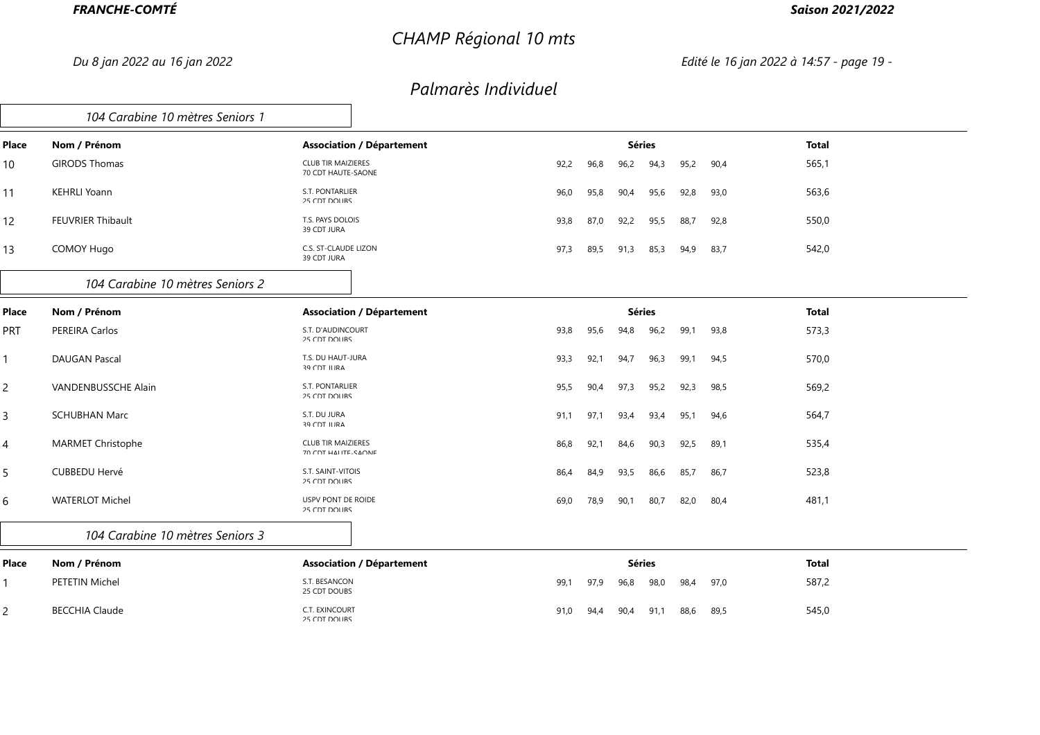# CHAMP Régional 10 mts

*Du 8 jan 2022 au 16 jan 2022*

## Palmarès Individuel

### 104 Carabine 10 mètres Seniors 1

| Place | Nom / Prénom | Association / Département | Séries | | | | | | Total |
|---|---|---|---|---|---|---|---|---|---|
| 10 | GIRODS Thomas | CLUB TIR MAIZIERES<br>70 CDT HAUTE-SAONE | 92,2 | 96,8 | 96,2 | 94,3 | 95,2 | 90,4 | 565,1 |
| 11 | KEHRLI Yoann | S.T. PONTARLIER<br>25 CDT DOUBS | 96,0 | 95,8 | 90,4 | 95,6 | 92,8 | 93,0 | 563,6 |
| 12 | FEUVRIER Thibault | T.S. PAYS DOLOIS<br>39 CDT JURA | 93,8 | 87,0 | 92,2 | 95,5 | 88,7 | 92,8 | 550,0 |
| 13 | COMOY Hugo | C.S. ST-CLAUDE LIZON<br>39 CDT JURA | 97,3 | 89,5 | 91,3 | 85,3 | 94,9 | 83,7 | 542,0 |

### 104 Carabine 10 mètres Seniors 2

| Place | Nom / Prénom | Association / Département | Séries | | | | | | Total |
|---|---|---|---|---|---|---|---|---|---|
| PRT | PEREIRA Carlos | S.T. D'AUDINCOURT<br>25 CDT DOUBS | 93,8 | 95,6 | 94,8 | 96,2 | 99,1 | 93,8 | 573,3 |
| 1 | DAUGAN Pascal | T.S. DU HAUT-JURA<br>39 CDT JURA | 93,3 | 92,1 | 94,7 | 96,3 | 99,1 | 94,5 | 570,0 |
| 2 | VANDENBUSSCHE Alain | S.T. PONTARLIER<br>25 CDT DOUBS | 95,5 | 90,4 | 97,3 | 95,2 | 92,3 | 98,5 | 569,2 |
| 3 | SCHUBHAN Marc | S.T. DU JURA<br>39 CDT JURA | 91,1 | 97,1 | 93,4 | 93,4 | 95,1 | 94,6 | 564,7 |
| 4 | MARMET Christophe | CLUB TIR MAIZIERES<br>70 CDT HAUTE-SAONE | 86,8 | 92,1 | 84,6 | 90,3 | 92,5 | 89,1 | 535,4 |
| 5 | CUBBEDU Hervé | S.T. SAINT-VITOIS<br>25 CDT DOUBS | 86,4 | 84,9 | 93,5 | 86,6 | 85,7 | 86,7 | 523,8 |
| 6 | WATERLOT Michel | USPV PONT DE ROIDE<br>25 CDT DOUBS | 69,0 | 78,9 | 90,1 | 80,7 | 82,0 | 80,4 | 481,1 |

### 104 Carabine 10 mètres Seniors 3

| Place | Nom / Prénom | Association / Département | Séries | | | | | | Total |
|---|---|---|---|---|---|---|---|---|---|
| 1 | PETETIN Michel | S.T. BESANCON<br>25 CDT DOUBS | 99,1 | 97,9 | 96,8 | 98,0 | 98,4 | 97,0 | 587,2 |
| 2 | BECCHIA Claude | C.T. EXINCOURT<br>25 CDT DOUBS | 91,0 | 94,4 | 90,4 | 91,1 | 88,6 | 89,5 | 545,0 |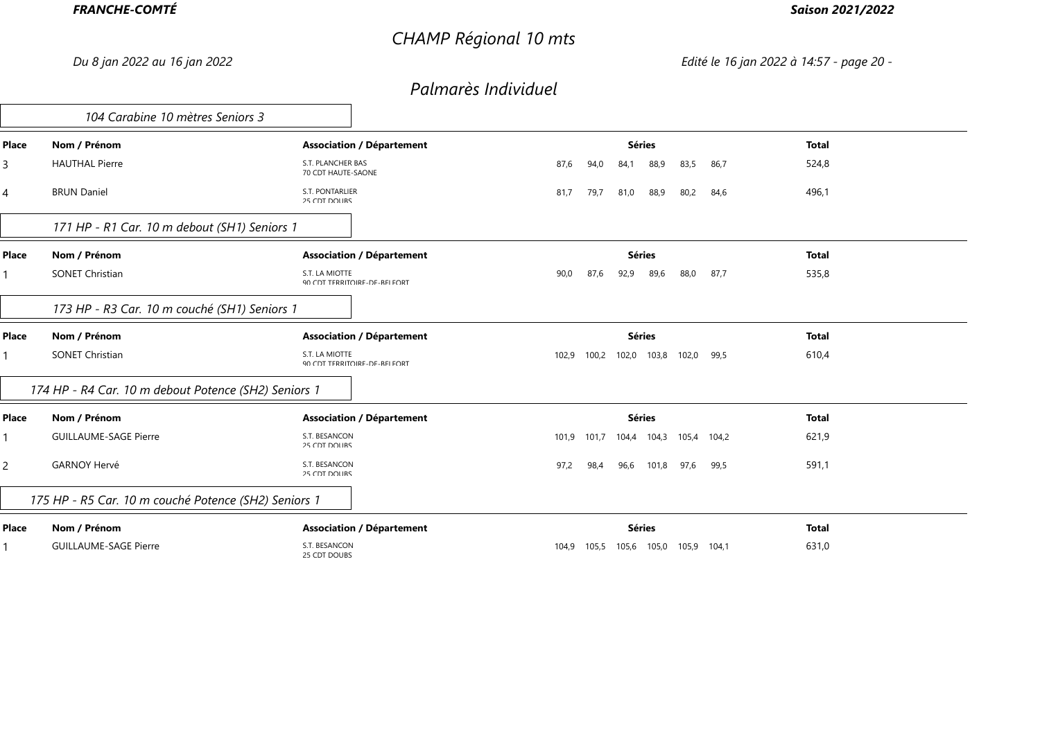**FRANCHE-COMTÉ** **Saison 2021/2022**

# CHAMP Régional 10 mts

*Du 8 jan 2022 au 16 jan 2022*

## Palmarès Individuel

### 104 Carabine 10 mètres Seniors 3

| Place | Nom / Prénom | Association / Département | Séries | | | | | | Total |
|---|---|---|---|---|---|---|---|---|---|
| 3 | HAUTHAL Pierre | S.T. PLANCHER BAS 70 CDT HAUTE-SAONE | 87,6 | 94,0 | 84,1 | 88,9 | 83,5 | 86,7 | 524,8 |
| 4 | BRUN Daniel | S.T. PONTARLIER 25 CDT DOUBS | 81,7 | 79,7 | 81,0 | 88,9 | 80,2 | 84,6 | 496,1 |

### 171 HP - R1 Car. 10 m debout (SH1) Seniors 1

| Place | Nom / Prénom | Association / Département | Séries | | | | | | Total |
|---|---|---|---|---|---|---|---|---|---|
| 1 | SONET Christian | S.T. LA MIOTTE 90 CDT TERRITOIRE-DE-BELFORT | 90,0 | 87,6 | 92,9 | 89,6 | 88,0 | 87,7 | 535,8 |

### 173 HP - R3 Car. 10 m couché (SH1) Seniors 1

| Place | Nom / Prénom | Association / Département | Séries | | | | | | Total |
|---|---|---|---|---|---|---|---|---|---|
| 1 | SONET Christian | S.T. LA MIOTTE 90 CDT TERRITOIRE-DE-BELFORT | 102,9 | 100,2 | 102,0 | 103,8 | 102,0 | 99,5 | 610,4 |

### 174 HP - R4 Car. 10 m debout Potence (SH2) Seniors 1

| Place | Nom / Prénom | Association / Département | Séries | | | | | | Total |
|---|---|---|---|---|---|---|---|---|---|
| 1 | GUILLAUME-SAGE Pierre | S.T. BESANCON 25 CDT DOUBS | 101,9 | 101,7 | 104,4 | 104,3 | 105,4 | 104,2 | 621,9 |
| 2 | GARNOY Hervé | S.T. BESANCON 25 CDT DOUBS | 97,2 | 98,4 | 96,6 | 101,8 | 97,6 | 99,5 | 591,1 |

### 175 HP - R5 Car. 10 m couché Potence (SH2) Seniors 1

| Place | Nom / Prénom | Association / Département | Séries | | | | | | Total |
|---|---|---|---|---|---|---|---|---|---|
| 1 | GUILLAUME-SAGE Pierre | S.T. BESANCON 25 CDT DOUBS | 104,9 | 105,5 | 105,6 | 105,0 | 105,9 | 104,1 | 631,0 |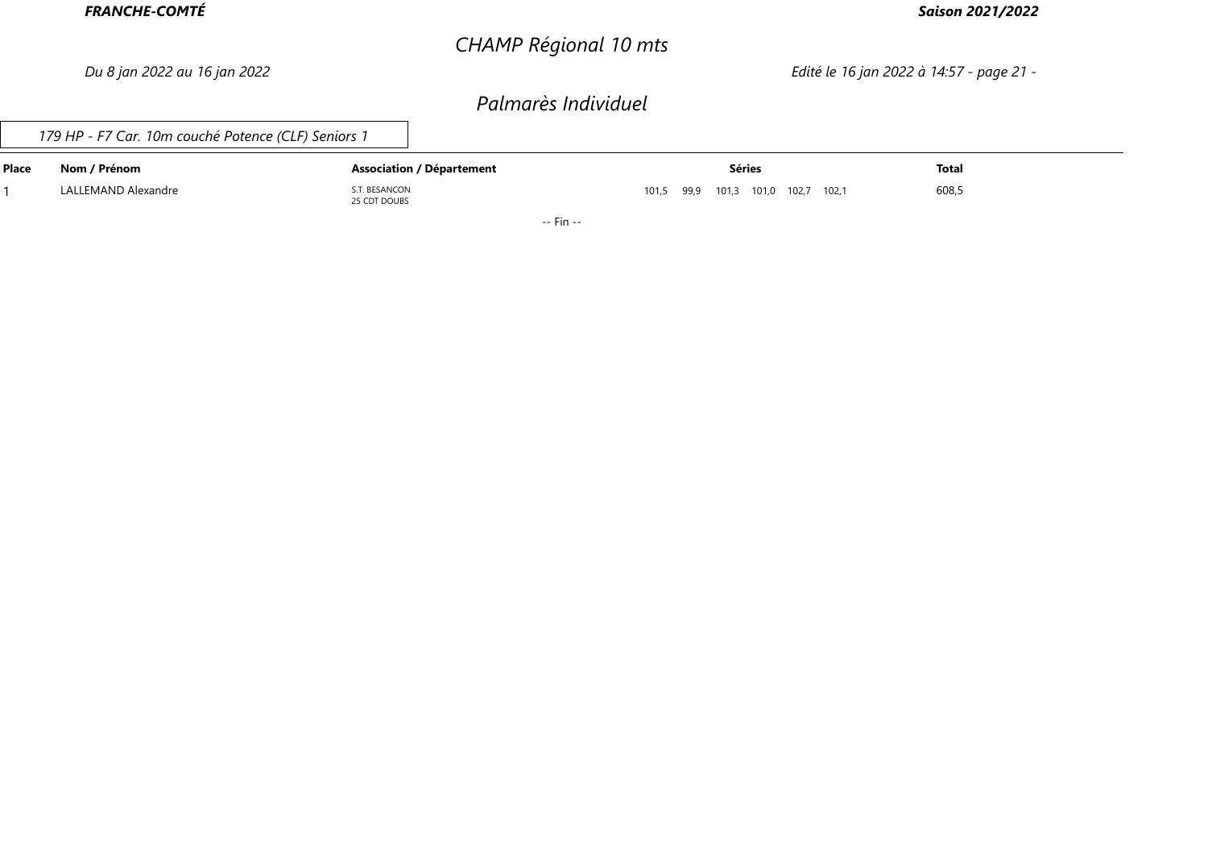# CHAMP Régional 10 mts

*Du 8 jan 2022 au 16 jan 2022*

## Palmarès Individuel

*179 HP - F7 Car. 10m couché Potence (CLF) Seniors 1*

| Place | Nom / Prénom | Association / Département | Séries | | | | | | Total |
|---|---|---|---|---|---|---|---|---|---|
| 1 | LALLEMAND Alexandre | S.T. BESANCON<br>25 CDT DOUBS | 101,5 | 99,9 | 101,3 | 101,0 | 102,7 | 102,1 | 608,5 |

-- Fin --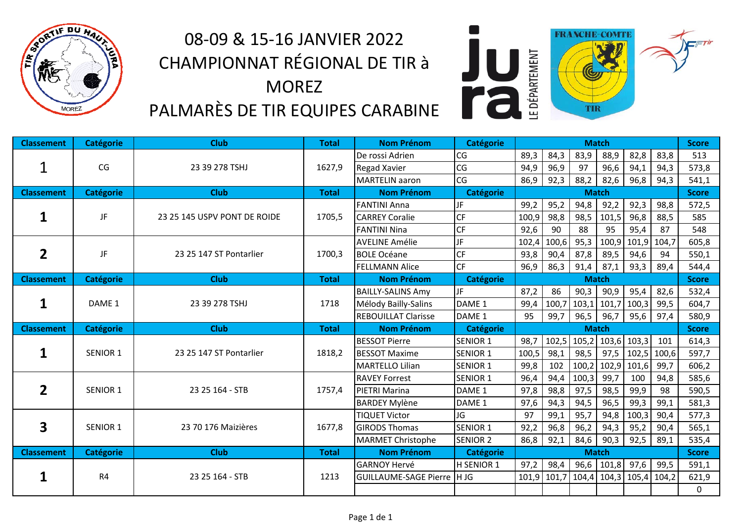# 08-09 & 15-16 JANVIER 2022
# CHAMPIONNAT RÉGIONAL DE TIR à MOREZ
# PALMARÈS DE TIR EQUIPES CARABINE

| Classement | Catégorie | Club | Total | Nom Prénom | Catégorie | Match | | | | | | Score |
|---|---|---|---|---|---|---|---|---|---|---|---|---|
| 1 | CG | 23 39 278 TSHJ | 1627,9 | De rossi Adrien | CG | 89,3 | 84,3 | 83,9 | 88,9 | 82,8 | 83,8 | 513 |
| | | | | Regad Xavier | CG | 94,9 | 96,9 | 97 | 96,6 | 94,1 | 94,3 | 573,8 |
| | | | | MARTELIN aaron | CG | 86,9 | 92,3 | 88,2 | 82,6 | 96,8 | 94,3 | 541,1 |
| **Classement** | **Catégorie** | **Club** | **Total** | **Nom Prénom** | **Catégorie** | **Match** | | | | | | **Score** |
| 1 | JF | 23 25 145 USPV PONT DE ROIDE | 1705,5 | FANTINI Anna | JF | 99,2 | 95,2 | 94,8 | 92,2 | 92,3 | 98,8 | 572,5 |
| | | | | CARREY Coralie | CF | 100,9 | 98,8 | 98,5 | 101,5 | 96,8 | 88,5 | 585 |
| | | | | FANTINI Nina | CF | 92,6 | 90 | 88 | 95 | 95,4 | 87 | 548 |
| 2 | JF | 23 25 147 ST Pontarlier | 1700,3 | AVELINE Amélie | JF | 102,4 | 100,6 | 95,3 | 100,9 | 101,9 | 104,7 | 605,8 |
| | | | | BOLE Océane | CF | 93,8 | 90,4 | 87,8 | 89,5 | 94,6 | 94 | 550,1 |
| | | | | FELLMANN Alice | CF | 96,9 | 86,3 | 91,4 | 87,1 | 93,3 | 89,4 | 544,4 |
| **Classement** | **Catégorie** | **Club** | **Total** | **Nom Prénom** | **Catégorie** | **Match** | | | | | | **Score** |
| 1 | DAME 1 | 23 39 278 TSHJ | 1718 | BAILLY-SALINS Amy | JF | 87,2 | 86 | 90,3 | 90,9 | 95,4 | 82,6 | 532,4 |
| | | | | Mélody Bailly-Salins | DAME 1 | 99,4 | 100,7 | 103,1 | 101,7 | 100,3 | 99,5 | 604,7 |
| | | | | REBOUILLAT Clarisse | DAME 1 | 95 | 99,7 | 96,5 | 96,7 | 95,6 | 97,4 | 580,9 |
| **Classement** | **Catégorie** | **Club** | **Total** | **Nom Prénom** | **Catégorie** | **Match** | | | | | | **Score** |
| 1 | SENIOR 1 | 23 25 147 ST Pontarlier | 1818,2 | BESSOT Pierre | SENIOR 1 | 98,7 | 102,5 | 105,2 | 103,6 | 103,3 | 101 | 614,3 |
| | | | | BESSOT Maxime | SENIOR 1 | 100,5 | 98,1 | 98,5 | 97,5 | 102,5 | 100,6 | 597,7 |
| | | | | MARTELLO Lilian | SENIOR 1 | 99,8 | 102 | 100,2 | 102,9 | 101,6 | 99,7 | 606,2 |
| 2 | SENIOR 1 | 23 25 164 - STB | 1757,4 | RAVEY Forrest | SENIOR 1 | 96,4 | 94,4 | 100,3 | 99,7 | 100 | 94,8 | 585,6 |
| | | | | PIETRI Marina | DAME 1 | 97,8 | 98,8 | 97,5 | 98,5 | 99,9 | 98 | 590,5 |
| | | | | BARDEY Mylène | DAME 1 | 97,6 | 94,3 | 94,5 | 96,5 | 99,3 | 99,1 | 581,3 |
| 3 | SENIOR 1 | 23 70 176 Maizières | 1677,8 | TIQUET Victor | JG | 97 | 99,1 | 95,7 | 94,8 | 100,3 | 90,4 | 577,3 |
| | | | | GIRODS Thomas | SENIOR 1 | 92,2 | 96,8 | 96,2 | 94,3 | 95,2 | 90,4 | 565,1 |
| | | | | MARMET Christophe | SENIOR 2 | 86,8 | 92,1 | 84,6 | 90,3 | 92,5 | 89,1 | 535,4 |
| **Classement** | **Catégorie** | **Club** | **Total** | **Nom Prénom** | **Catégorie** | **Match** | | | | | | **Score** |
| 1 | R4 | 23 25 164 - STB | 1213 | GARNOY Hervé | H SENIOR 1 | 97,2 | 98,4 | 96,6 | 101,8 | 97,6 | 99,5 | 591,1 |
| | | | | GUILLAUME-SAGE Pierre | H JG | 101,9 | 101,7 | 104,4 | 104,3 | 105,4 | 104,2 | 621,9 |
| | | | | | | | | | | | | 0 |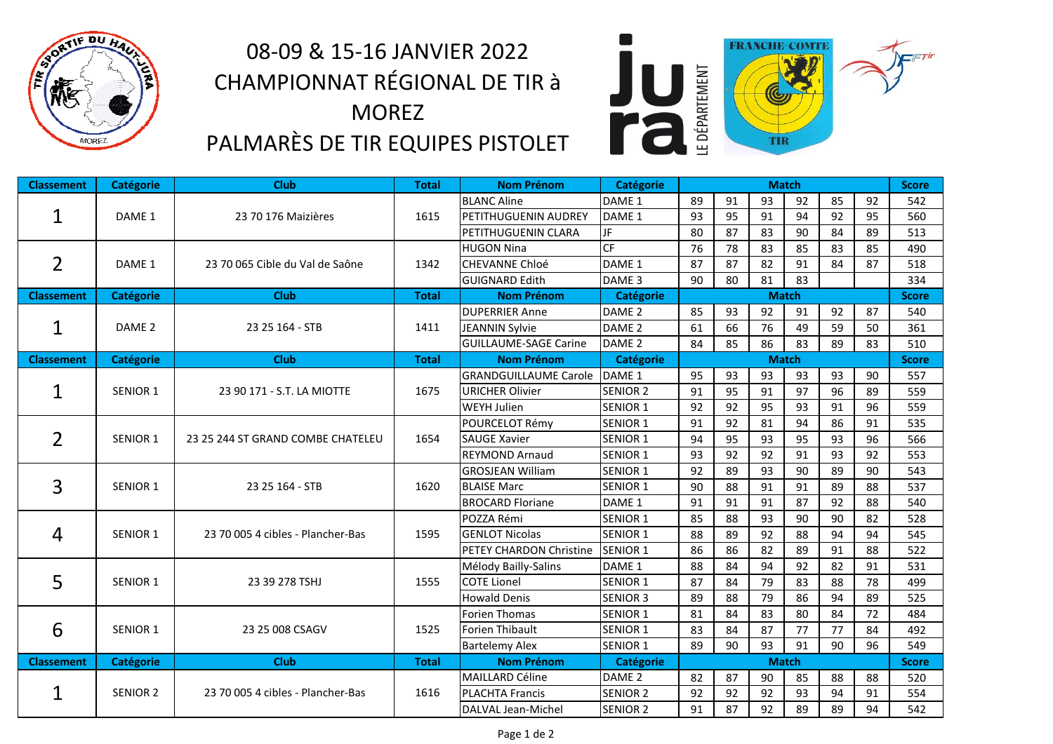# 08-09 & 15-16 JANVIER 2022
# CHAMPIONNAT RÉGIONAL DE TIR à MOREZ
# PALMARÈS DE TIR EQUIPES PISTOLET

| Classement | Catégorie | Club | Total | Nom Prénom | Catégorie | Match | | | | | | Score |
|---|---|---|---|---|---|---|---|---|---|---|---|---|
| 1 | DAME 1 | 23 70 176 Maizières | 1615 | BLANC Aline | DAME 1 | 89 | 91 | 93 | 92 | 85 | 92 | 542 |
| | | | | PETITHUGUENIN AUDREY | DAME 1 | 93 | 95 | 91 | 94 | 92 | 95 | 560 |
| | | | | PETITHUGUENIN CLARA | JF | 80 | 87 | 83 | 90 | 84 | 89 | 513 |
| 2 | DAME 1 | 23 70 065 Cible du Val de Saône | 1342 | HUGON Nina | CF | 76 | 78 | 83 | 85 | 83 | 85 | 490 |
| | | | | CHEVANNE Chloé | DAME 1 | 87 | 87 | 82 | 91 | 84 | 87 | 518 |
| | | | | GUIGNARD Edith | DAME 3 | 90 | 80 | 81 | 83 | | | 334 |
| **Classement** | **Catégorie** | **Club** | **Total** | **Nom Prénom** | **Catégorie** | **Match** | | | | | | **Score** |
| 1 | DAME 2 | 23 25 164 - STB | 1411 | DUPERRIER Anne | DAME 2 | 85 | 93 | 92 | 91 | 92 | 87 | 540 |
| | | | | JEANNIN Sylvie | DAME 2 | 61 | 66 | 76 | 49 | 59 | 50 | 361 |
| | | | | GUILLAUME-SAGE Carine | DAME 2 | 84 | 85 | 86 | 83 | 89 | 83 | 510 |
| **Classement** | **Catégorie** | **Club** | **Total** | **Nom Prénom** | **Catégorie** | **Match** | | | | | | **Score** |
| 1 | SENIOR 1 | 23 90 171 - S.T. LA MIOTTE | 1675 | GRANDGUILLAUME Carole | DAME 1 | 95 | 93 | 93 | 93 | 93 | 90 | 557 |
| | | | | URICHER Olivier | SENIOR 2 | 91 | 95 | 91 | 97 | 96 | 89 | 559 |
| | | | | WEYH Julien | SENIOR 1 | 92 | 92 | 95 | 93 | 91 | 96 | 559 |
| 2 | SENIOR 1 | 23 25 244 ST GRAND COMBE CHATELEU | 1654 | POURCELOT Rémy | SENIOR 1 | 91 | 92 | 81 | 94 | 86 | 91 | 535 |
| | | | | SAUGE Xavier | SENIOR 1 | 94 | 95 | 93 | 95 | 93 | 96 | 566 |
| | | | | REYMOND Arnaud | SENIOR 1 | 93 | 92 | 92 | 91 | 93 | 92 | 553 |
| 3 | SENIOR 1 | 23 25 164 - STB | 1620 | GROSJEAN William | SENIOR 1 | 92 | 89 | 93 | 90 | 89 | 90 | 543 |
| | | | | BLAISE Marc | SENIOR 1 | 90 | 88 | 91 | 91 | 89 | 88 | 537 |
| | | | | BROCARD Floriane | DAME 1 | 91 | 91 | 91 | 87 | 92 | 88 | 540 |
| 4 | SENIOR 1 | 23 70 005 4 cibles - Plancher-Bas | 1595 | POZZA Rémi | SENIOR 1 | 85 | 88 | 93 | 90 | 90 | 82 | 528 |
| | | | | GENLOT Nicolas | SENIOR 1 | 88 | 89 | 92 | 88 | 94 | 94 | 545 |
| | | | | PETEY CHARDON Christine | SENIOR 1 | 86 | 86 | 82 | 89 | 91 | 88 | 522 |
| 5 | SENIOR 1 | 23 39 278 TSHJ | 1555 | Mélody Bailly-Salins | DAME 1 | 88 | 84 | 94 | 92 | 82 | 91 | 531 |
| | | | | COTE Lionel | SENIOR 1 | 87 | 84 | 79 | 83 | 88 | 78 | 499 |
| | | | | Howald Denis | SENIOR 3 | 89 | 88 | 79 | 86 | 94 | 89 | 525 |
| 6 | SENIOR 1 | 23 25 008 CSAGV | 1525 | Forien Thomas | SENIOR 1 | 81 | 84 | 83 | 80 | 84 | 72 | 484 |
| | | | | Forien Thibault | SENIOR 1 | 83 | 84 | 87 | 77 | 77 | 84 | 492 |
| | | | | Bartelemy Alex | SENIOR 1 | 89 | 90 | 93 | 91 | 90 | 96 | 549 |
| **Classement** | **Catégorie** | **Club** | **Total** | **Nom Prénom** | **Catégorie** | **Match** | | | | | | **Score** |
| 1 | SENIOR 2 | 23 70 005 4 cibles - Plancher-Bas | 1616 | MAILLARD Céline | DAME 2 | 82 | 87 | 90 | 85 | 88 | 88 | 520 |
| | | | | PLACHTA Francis | SENIOR 2 | 92 | 92 | 92 | 93 | 94 | 91 | 554 |
| | | | | DALVAL Jean-Michel | SENIOR 2 | 91 | 87 | 92 | 89 | 89 | 94 | 542 |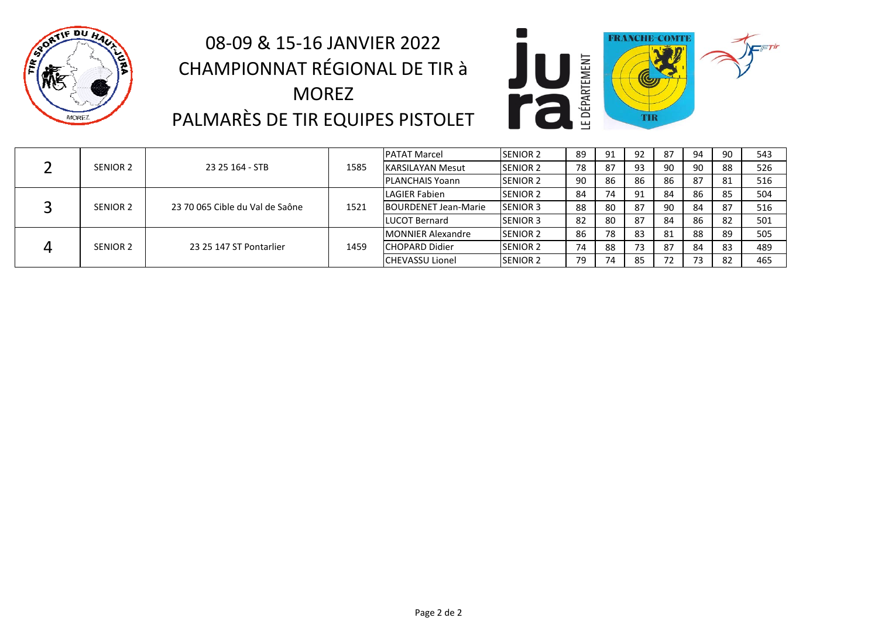# 08-09 & 15-16 JANVIER 2022
# CHAMPIONNAT RÉGIONAL DE TIR à MOREZ
# PALMARÈS DE TIR EQUIPES PISTOLET

| | | | | | | | | | | | | |
|---|---|---|---|---|---|---|---|---|---|---|---|---|
| 2 | SENIOR 2 | 23 25 164 - STB | 1585 | PATAT Marcel | SENIOR 2 | 89 | 91 | 92 | 87 | 94 | 90 | 543 |
| | | | | KARSILAYAN Mesut | SENIOR 2 | 78 | 87 | 93 | 90 | 90 | 88 | 526 |
| | | | | PLANCHAIS Yoann | SENIOR 2 | 90 | 86 | 86 | 86 | 87 | 81 | 516 |
| 3 | SENIOR 2 | 23 70 065 Cible du Val de Saône | 1521 | LAGIER Fabien | SENIOR 2 | 84 | 74 | 91 | 84 | 86 | 85 | 504 |
| | | | | BOURDENET Jean-Marie | SENIOR 3 | 88 | 80 | 87 | 90 | 84 | 87 | 516 |
| | | | | LUCOT Bernard | SENIOR 3 | 82 | 80 | 87 | 84 | 86 | 82 | 501 |
| 4 | SENIOR 2 | 23 25 147 ST Pontarlier | 1459 | MONNIER Alexandre | SENIOR 2 | 86 | 78 | 83 | 81 | 88 | 89 | 505 |
| | | | | CHOPARD Didier | SENIOR 2 | 74 | 88 | 73 | 87 | 84 | 83 | 489 |
| | | | | CHEVASSU Lionel | SENIOR 2 | 79 | 74 | 85 | 72 | 73 | 82 | 465 |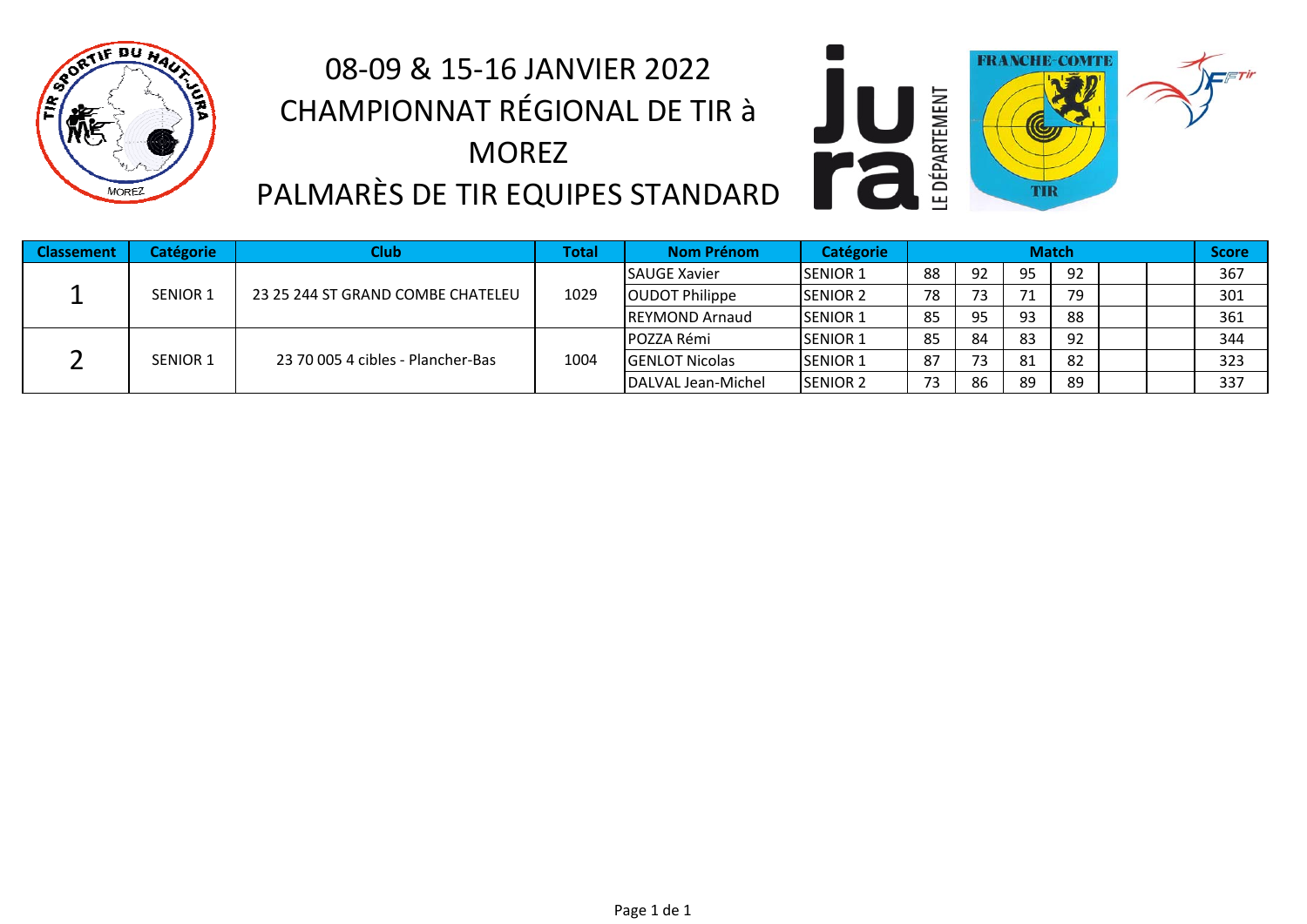# 08-09 & 15-16 JANVIER 2022
# CHAMPIONNAT RÉGIONAL DE TIR à MOREZ
# PALMARÈS DE TIR EQUIPES STANDARD

| Classement | Catégorie | Club | Total | Nom Prénom | Catégorie | Match | | | | | | Score |
|---|---|---|---|---|---|---|---|---|---|---|---|---|
| 1 | SENIOR 1 | 23 25 244 ST GRAND COMBE CHATELEU | 1029 | SAUGE Xavier | SENIOR 1 | 88 | 92 | 95 | 92 | | | 367 |
| | | | | OUDOT Philippe | SENIOR 2 | 78 | 73 | 71 | 79 | | | 301 |
| | | | | REYMOND Arnaud | SENIOR 1 | 85 | 95 | 93 | 88 | | | 361 |
| 2 | SENIOR 1 | 23 70 005 4 cibles - Plancher-Bas | 1004 | POZZA Rémi | SENIOR 1 | 85 | 84 | 83 | 92 | | | 344 |
| | | | | GENLOT Nicolas | SENIOR 1 | 87 | 73 | 81 | 82 | | | 323 |
| | | | | DALVAL Jean-Michel | SENIOR 2 | 73 | 86 | 89 | 89 | | | 337 |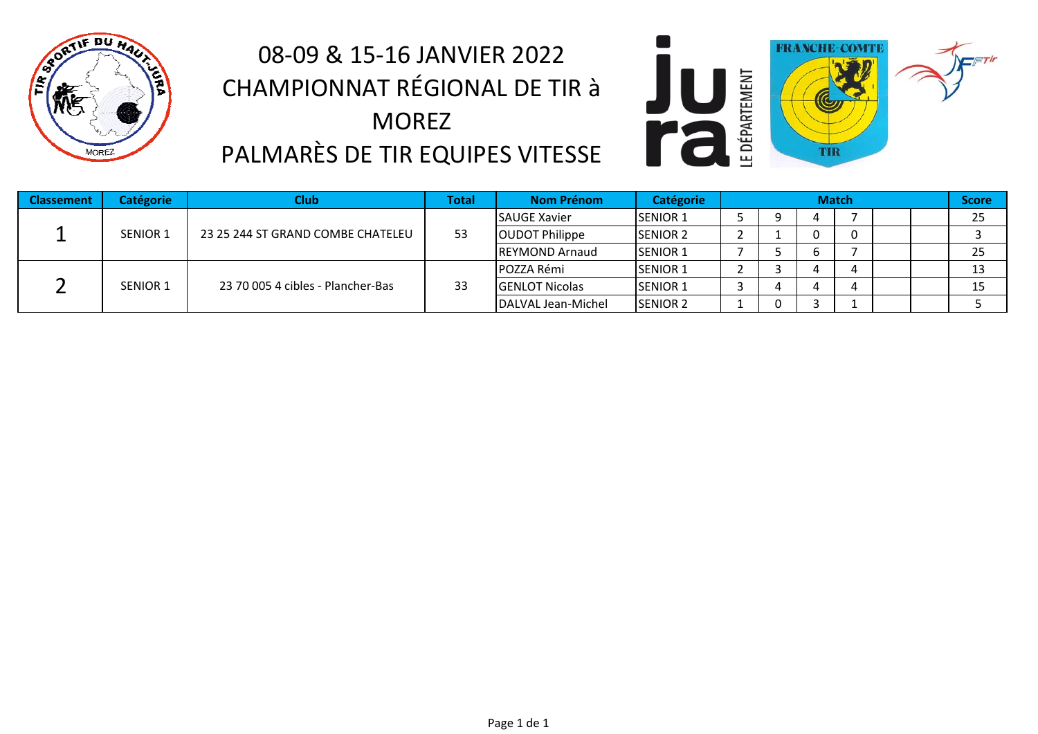# 08-09 & 15-16 JANVIER 2022
# CHAMPIONNAT RÉGIONAL DE TIR à MOREZ
# PALMARÈS DE TIR EQUIPES VITESSE

| Classement | Catégorie | Club | Total | Nom Prénom | Catégorie | Match | | | | | | Score |
|---|---|---|---|---|---|---|---|---|---|---|---|---|
| 1 | SENIOR 1 | 23 25 244 ST GRAND COMBE CHATELEU | 53 | SAUGE Xavier | SENIOR 1 | 5 | 9 | 4 | 7 | | | 25 |
| | | | | OUDOT Philippe | SENIOR 2 | 2 | 1 | 0 | 0 | | | 3 |
| | | | | REYMOND Arnaud | SENIOR 1 | 7 | 5 | 6 | 7 | | | 25 |
| 2 | SENIOR 1 | 23 70 005 4 cibles - Plancher-Bas | 33 | POZZA Rémi | SENIOR 1 | 2 | 3 | 4 | 4 | | | 13 |
| | | | | GENLOT Nicolas | SENIOR 1 | 3 | 4 | 4 | 4 | | | 15 |
| | | | | DALVAL Jean-Michel | SENIOR 2 | 1 | 0 | 3 | 1 | | | 5 |